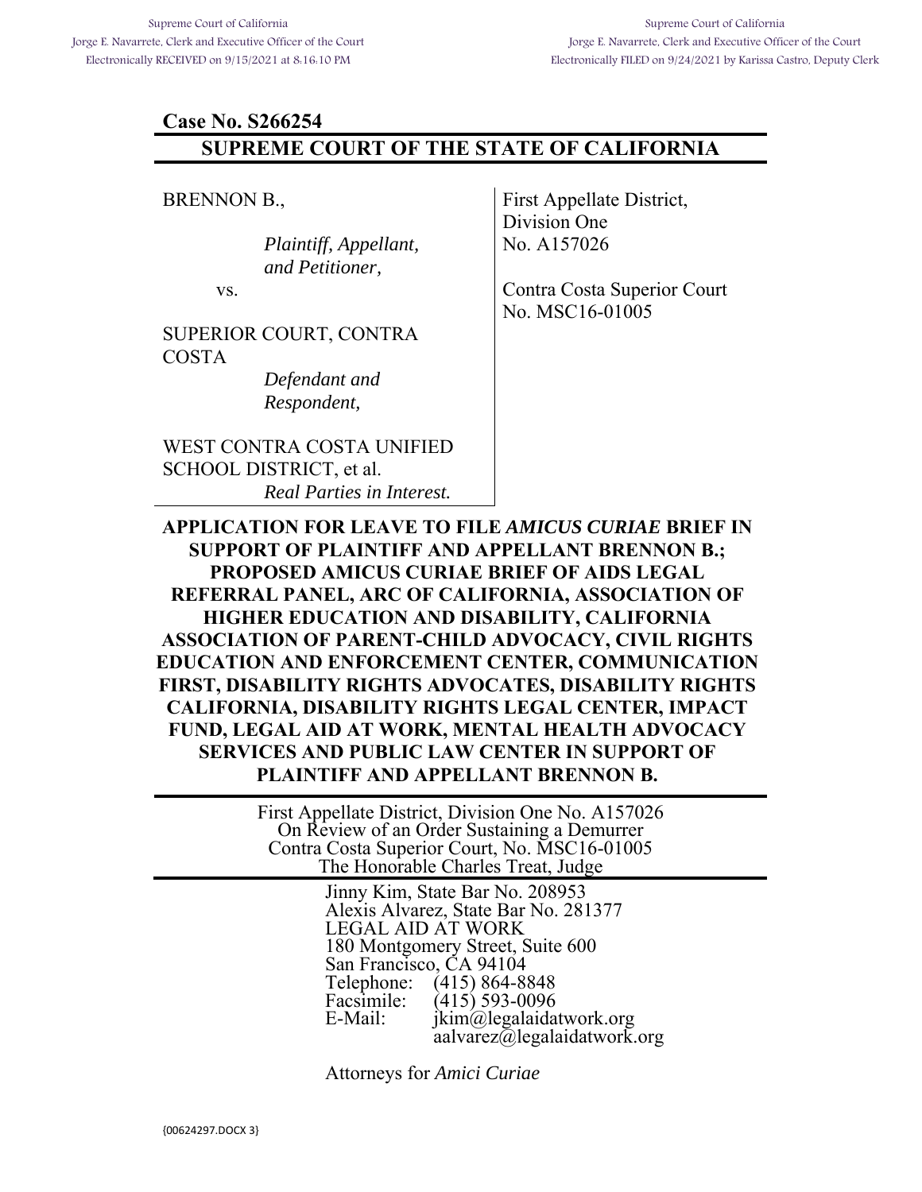Supreme Court of California
Jorge E. Navarrete, Clerk and Executive Officer of the Court
Electronically RECEIVED on 9/15/2021 at 8:16:10 PM

Supreme Court of California
Jorge E. Navarrete, Clerk and Executive Officer of the Court
Electronically FILED on 9/24/2021 by Karissa Castro, Deputy Clerk

**Case No. S266254**

# SUPREME COURT OF THE STATE OF CALIFORNIA

BRENNON B.,

*Plaintiff, Appellant, and Petitioner,*

vs.

SUPERIOR COURT, CONTRA COSTA

*Defendant and Respondent,*

WEST CONTRA COSTA UNIFIED SCHOOL DISTRICT, et al.

*Real Parties in Interest.*

First Appellate District, Division One
No. A157026

Contra Costa Superior Court
No. MSC16-01005

**APPLICATION FOR LEAVE TO FILE *AMICUS CURIAE* BRIEF IN SUPPORT OF PLAINTIFF AND APPELLANT BRENNON B.; PROPOSED AMICUS CURIAE BRIEF OF AIDS LEGAL REFERRAL PANEL, ARC OF CALIFORNIA, ASSOCIATION OF HIGHER EDUCATION AND DISABILITY, CALIFORNIA ASSOCIATION OF PARENT-CHILD ADVOCACY, CIVIL RIGHTS EDUCATION AND ENFORCEMENT CENTER, COMMUNICATION FIRST, DISABILITY RIGHTS ADVOCATES, DISABILITY RIGHTS CALIFORNIA, DISABILITY RIGHTS LEGAL CENTER, IMPACT FUND, LEGAL AID AT WORK, MENTAL HEALTH ADVOCACY SERVICES AND PUBLIC LAW CENTER IN SUPPORT OF PLAINTIFF AND APPELLANT BRENNON B.**

First Appellate District, Division One No. A157026
On Review of an Order Sustaining a Demurrer
Contra Costa Superior Court, No. MSC16-01005
The Honorable Charles Treat, Judge

Jinny Kim, State Bar No. 208953
Alexis Alvarez, State Bar No. 281377
LEGAL AID AT WORK
180 Montgomery Street, Suite 600
San Francisco, CA 94104
Telephone: (415) 864-8848
Facsimile: (415) 593-0096
E-Mail: jkim@legalaidatwork.org
aalvarez@legalaidatwork.org

Attorneys for *Amici Curiae*

{00624297.DOCX 3}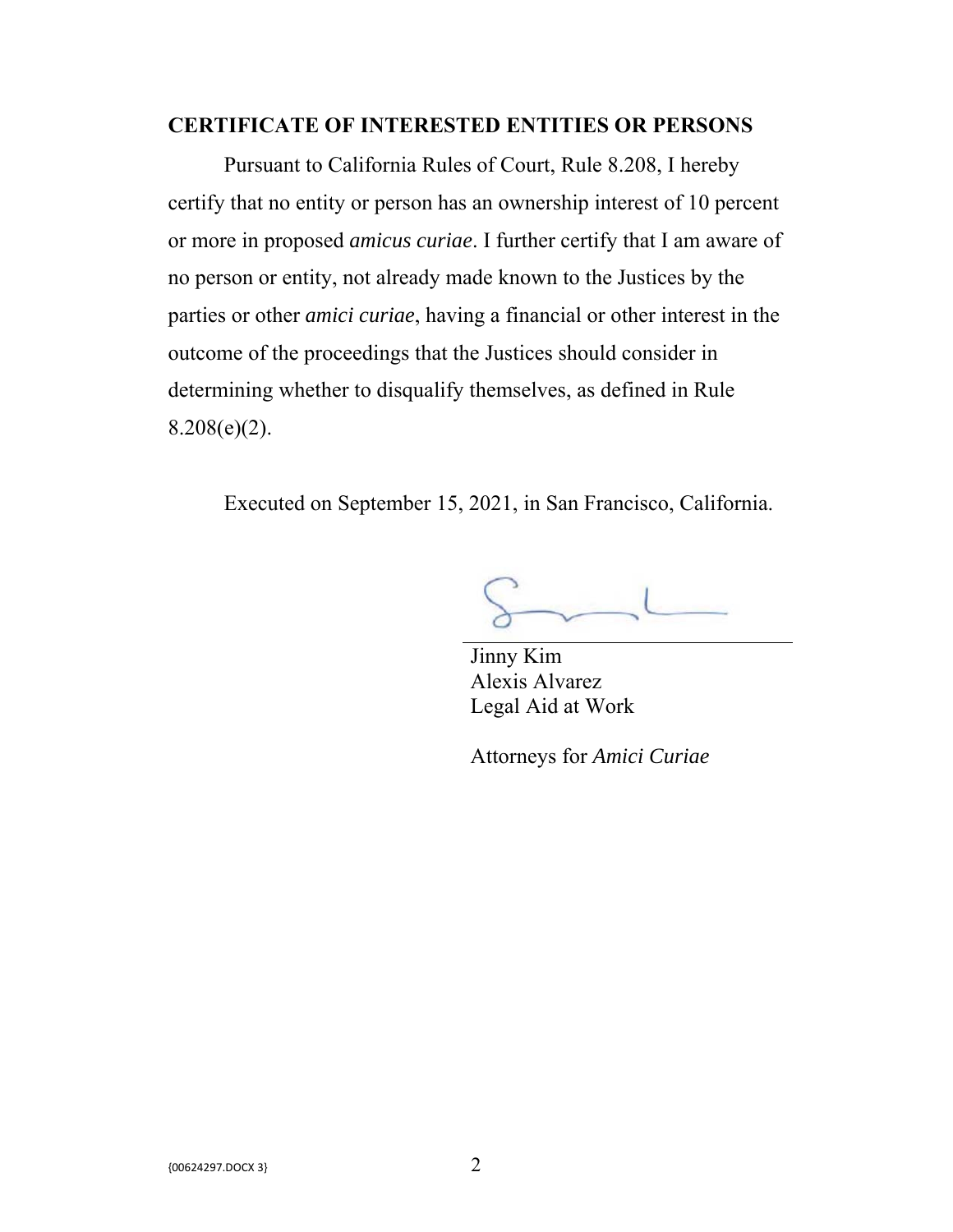## CERTIFICATE OF INTERESTED ENTITIES OR PERSONS

Pursuant to California Rules of Court, Rule 8.208, I hereby certify that no entity or person has an ownership interest of 10 percent or more in proposed *amicus curiae*. I further certify that I am aware of no person or entity, not already made known to the Justices by the parties or other *amici curiae*, having a financial or other interest in the outcome of the proceedings that the Justices should consider in determining whether to disqualify themselves, as defined in Rule 8.208(e)(2).

Executed on September 15, 2021, in San Francisco, California.

Jinny Kim
Alexis Alvarez
Legal Aid at Work

Attorneys for *Amici Curiae*

{00624297.DOCX 3}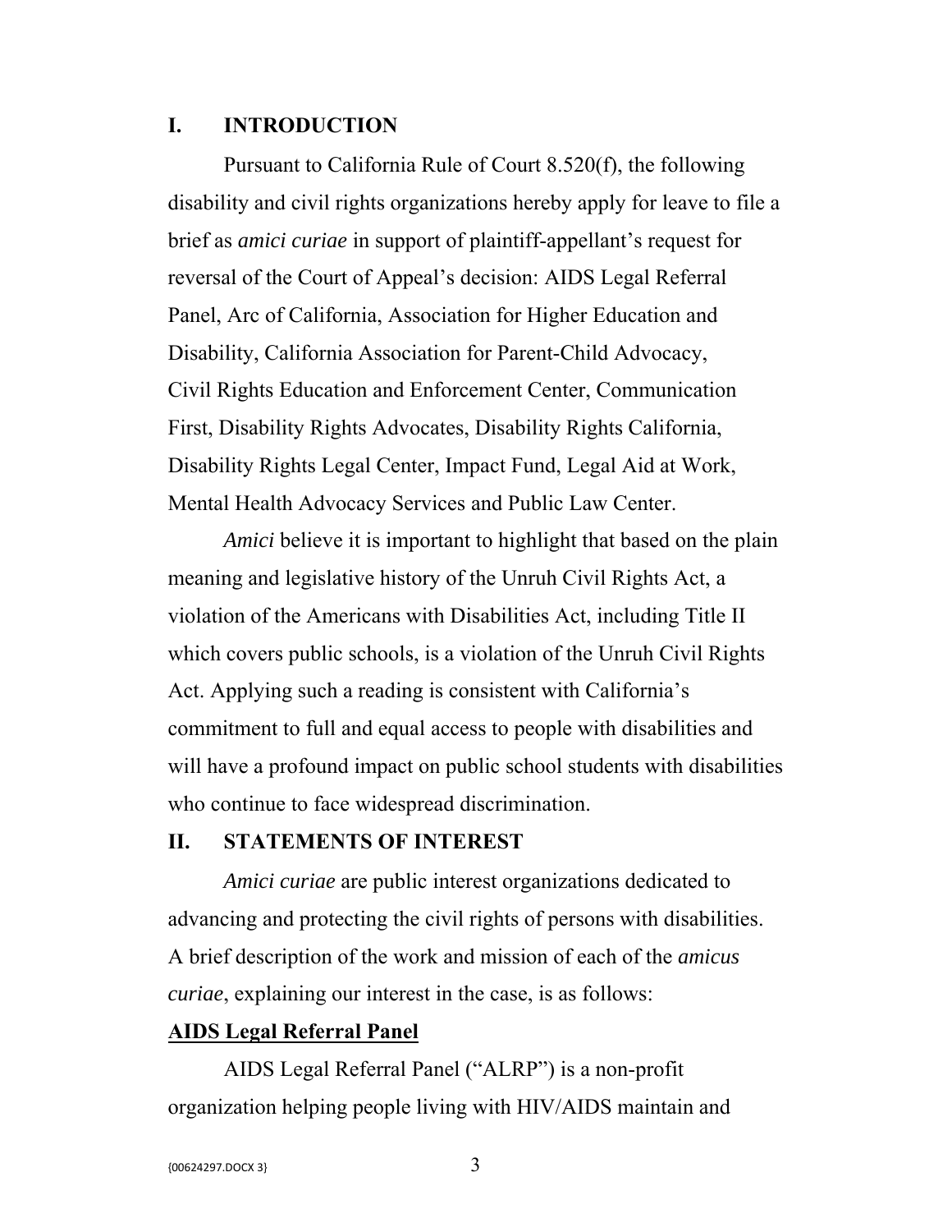## I. INTRODUCTION

Pursuant to California Rule of Court 8.520(f), the following disability and civil rights organizations hereby apply for leave to file a brief as *amici curiae* in support of plaintiff-appellant's request for reversal of the Court of Appeal's decision: AIDS Legal Referral Panel, Arc of California, Association for Higher Education and Disability, California Association for Parent-Child Advocacy, Civil Rights Education and Enforcement Center, Communication First, Disability Rights Advocates, Disability Rights California, Disability Rights Legal Center, Impact Fund, Legal Aid at Work, Mental Health Advocacy Services and Public Law Center.

*Amici* believe it is important to highlight that based on the plain meaning and legislative history of the Unruh Civil Rights Act, a violation of the Americans with Disabilities Act, including Title II which covers public schools, is a violation of the Unruh Civil Rights Act. Applying such a reading is consistent with California's commitment to full and equal access to people with disabilities and will have a profound impact on public school students with disabilities who continue to face widespread discrimination.

## II. STATEMENTS OF INTEREST

*Amici curiae* are public interest organizations dedicated to advancing and protecting the civil rights of persons with disabilities. A brief description of the work and mission of each of the *amicus curiae*, explaining our interest in the case, is as follows:

**AIDS Legal Referral Panel**

AIDS Legal Referral Panel ("ALRP") is a non-profit organization helping people living with HIV/AIDS maintain and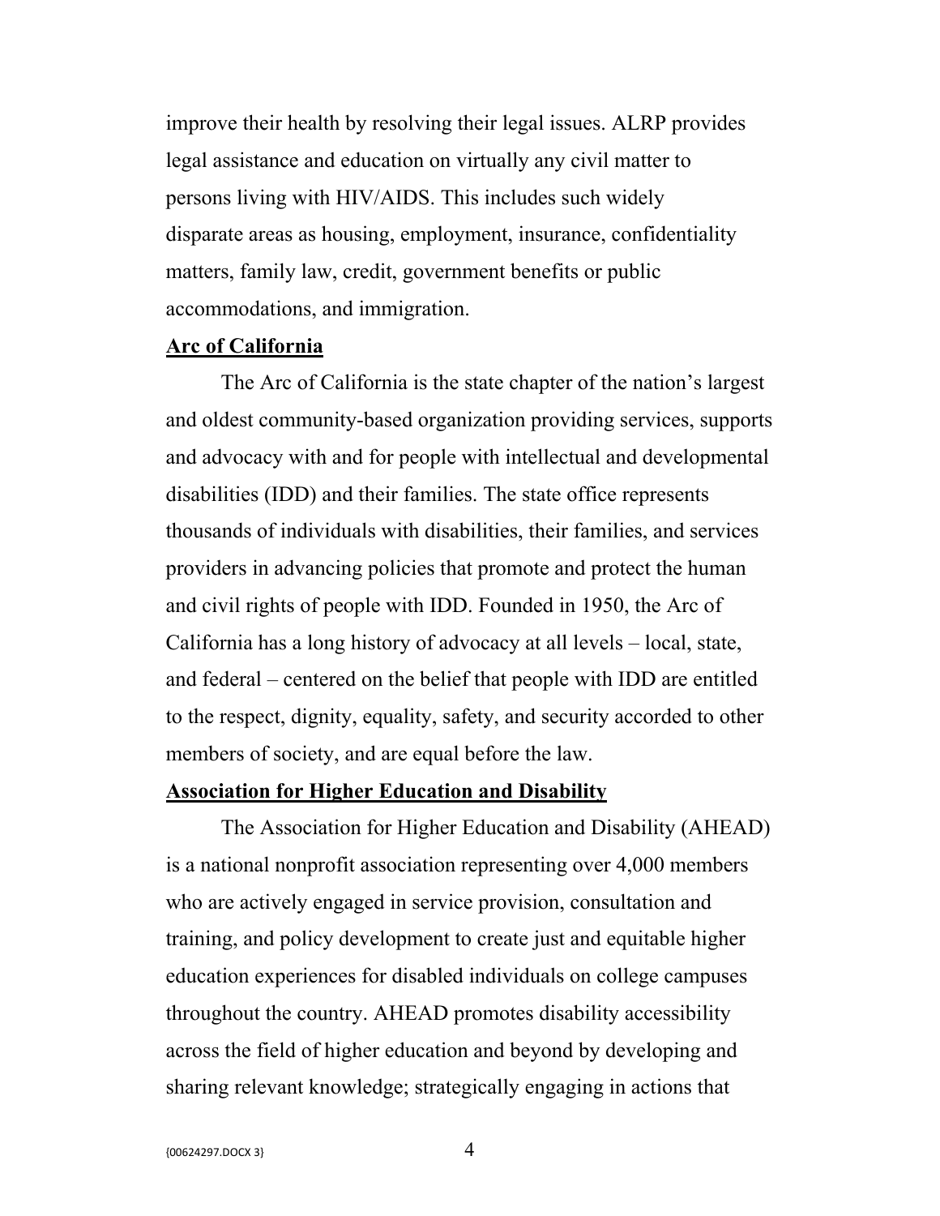improve their health by resolving their legal issues. ALRP provides legal assistance and education on virtually any civil matter to persons living with HIV/AIDS. This includes such widely disparate areas as housing, employment, insurance, confidentiality matters, family law, credit, government benefits or public accommodations, and immigration.

**Arc of California**

The Arc of California is the state chapter of the nation's largest and oldest community-based organization providing services, supports and advocacy with and for people with intellectual and developmental disabilities (IDD) and their families. The state office represents thousands of individuals with disabilities, their families, and services providers in advancing policies that promote and protect the human and civil rights of people with IDD. Founded in 1950, the Arc of California has a long history of advocacy at all levels – local, state, and federal – centered on the belief that people with IDD are entitled to the respect, dignity, equality, safety, and security accorded to other members of society, and are equal before the law.

**Association for Higher Education and Disability**

The Association for Higher Education and Disability (AHEAD) is a national nonprofit association representing over 4,000 members who are actively engaged in service provision, consultation and training, and policy development to create just and equitable higher education experiences for disabled individuals on college campuses throughout the country. AHEAD promotes disability accessibility across the field of higher education and beyond by developing and sharing relevant knowledge; strategically engaging in actions that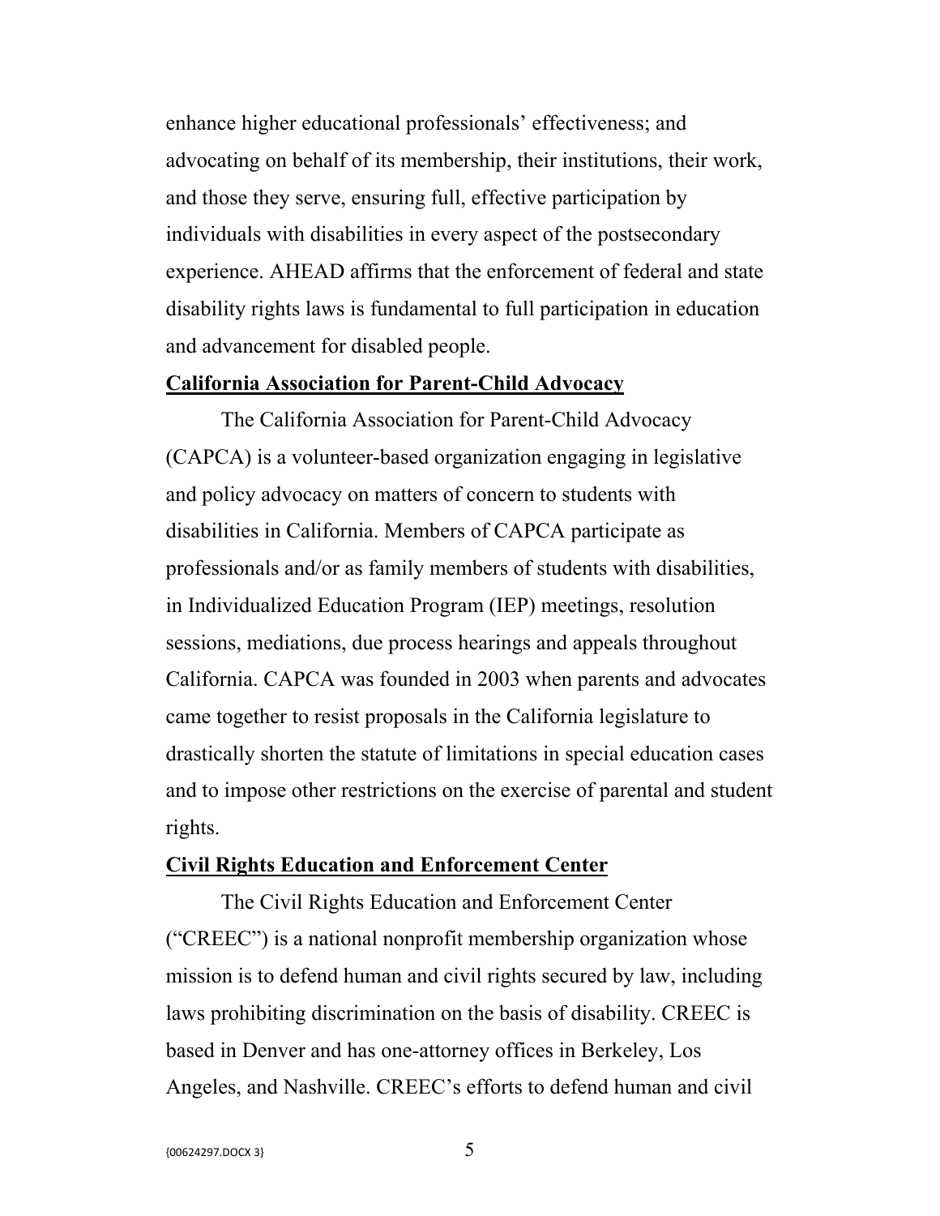enhance higher educational professionals' effectiveness; and advocating on behalf of its membership, their institutions, their work, and those they serve, ensuring full, effective participation by individuals with disabilities in every aspect of the postsecondary experience. AHEAD affirms that the enforcement of federal and state disability rights laws is fundamental to full participation in education and advancement for disabled people.

**California Association for Parent-Child Advocacy**

The California Association for Parent-Child Advocacy (CAPCA) is a volunteer-based organization engaging in legislative and policy advocacy on matters of concern to students with disabilities in California. Members of CAPCA participate as professionals and/or as family members of students with disabilities, in Individualized Education Program (IEP) meetings, resolution sessions, mediations, due process hearings and appeals throughout California. CAPCA was founded in 2003 when parents and advocates came together to resist proposals in the California legislature to drastically shorten the statute of limitations in special education cases and to impose other restrictions on the exercise of parental and student rights.

**Civil Rights Education and Enforcement Center**

The Civil Rights Education and Enforcement Center ("CREEC") is a national nonprofit membership organization whose mission is to defend human and civil rights secured by law, including laws prohibiting discrimination on the basis of disability. CREEC is based in Denver and has one-attorney offices in Berkeley, Los Angeles, and Nashville. CREEC's efforts to defend human and civil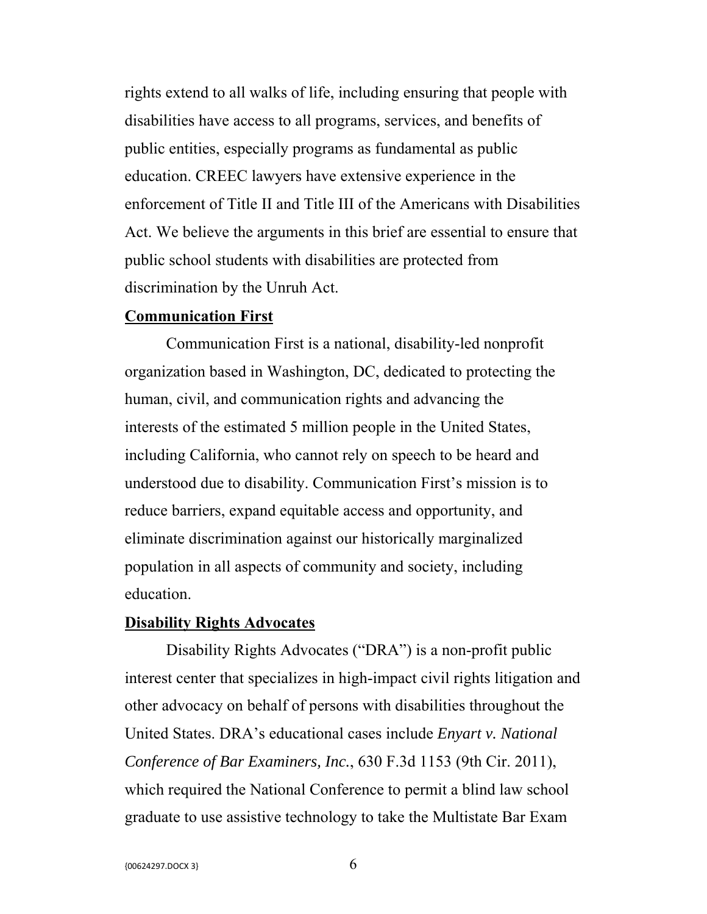rights extend to all walks of life, including ensuring that people with disabilities have access to all programs, services, and benefits of public entities, especially programs as fundamental as public education. CREEC lawyers have extensive experience in the enforcement of Title II and Title III of the Americans with Disabilities Act. We believe the arguments in this brief are essential to ensure that public school students with disabilities are protected from discrimination by the Unruh Act.

**Communication First**

Communication First is a national, disability-led nonprofit organization based in Washington, DC, dedicated to protecting the human, civil, and communication rights and advancing the interests of the estimated 5 million people in the United States, including California, who cannot rely on speech to be heard and understood due to disability. Communication First's mission is to reduce barriers, expand equitable access and opportunity, and eliminate discrimination against our historically marginalized population in all aspects of community and society, including education.

**Disability Rights Advocates**

Disability Rights Advocates ("DRA") is a non-profit public interest center that specializes in high-impact civil rights litigation and other advocacy on behalf of persons with disabilities throughout the United States. DRA's educational cases include *Enyart v. National Conference of Bar Examiners, Inc.*, 630 F.3d 1153 (9th Cir. 2011), which required the National Conference to permit a blind law school graduate to use assistive technology to take the Multistate Bar Exam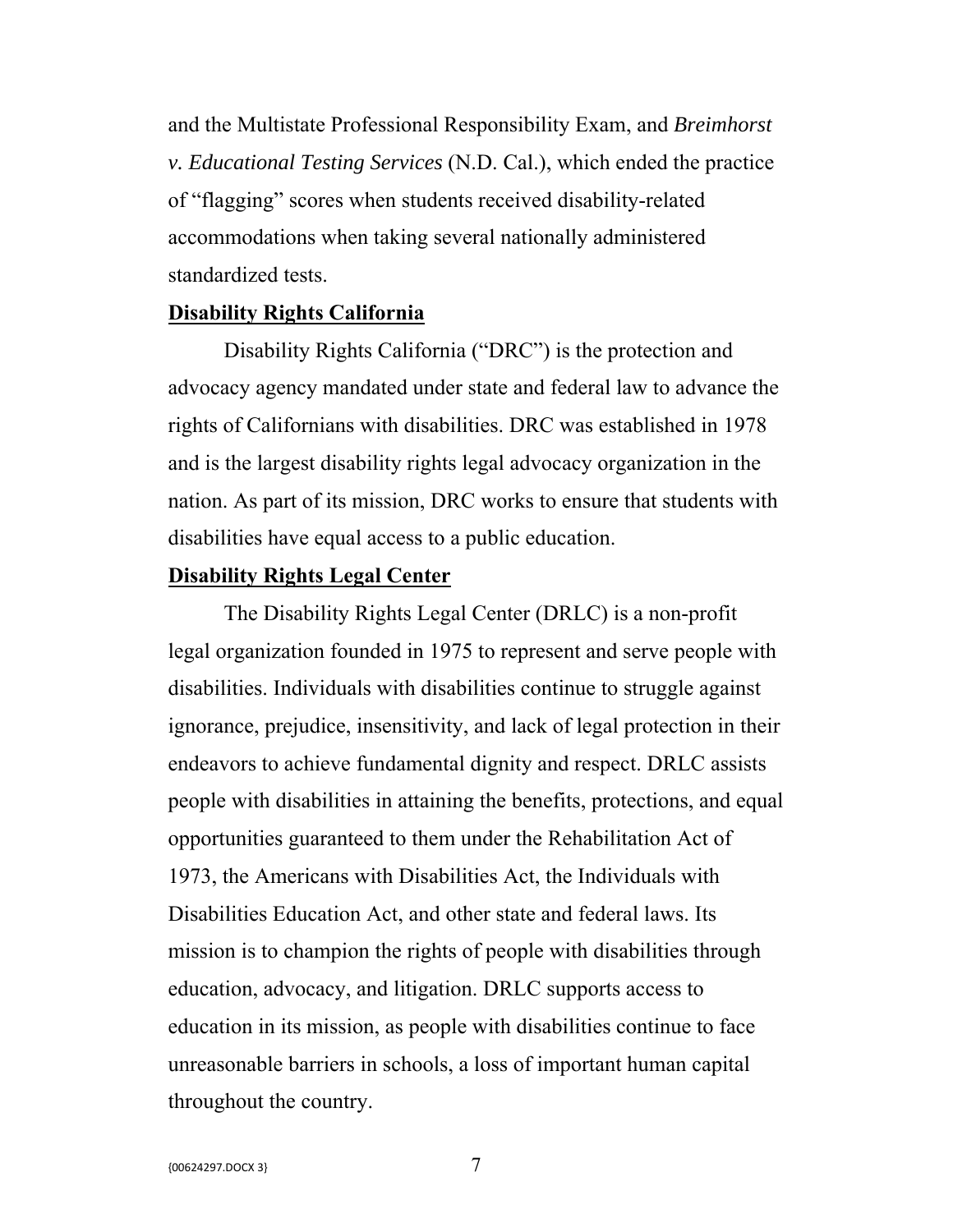and the Multistate Professional Responsibility Exam, and *Breimhorst v. Educational Testing Services* (N.D. Cal.), which ended the practice of "flagging" scores when students received disability-related accommodations when taking several nationally administered standardized tests.

**<u>Disability Rights California</u>**

Disability Rights California ("DRC") is the protection and advocacy agency mandated under state and federal law to advance the rights of Californians with disabilities. DRC was established in 1978 and is the largest disability rights legal advocacy organization in the nation. As part of its mission, DRC works to ensure that students with disabilities have equal access to a public education.

**<u>Disability Rights Legal Center</u>**

The Disability Rights Legal Center (DRLC) is a non-profit legal organization founded in 1975 to represent and serve people with disabilities. Individuals with disabilities continue to struggle against ignorance, prejudice, insensitivity, and lack of legal protection in their endeavors to achieve fundamental dignity and respect. DRLC assists people with disabilities in attaining the benefits, protections, and equal opportunities guaranteed to them under the Rehabilitation Act of 1973, the Americans with Disabilities Act, the Individuals with Disabilities Education Act, and other state and federal laws. Its mission is to champion the rights of people with disabilities through education, advocacy, and litigation. DRLC supports access to education in its mission, as people with disabilities continue to face unreasonable barriers in schools, a loss of important human capital throughout the country.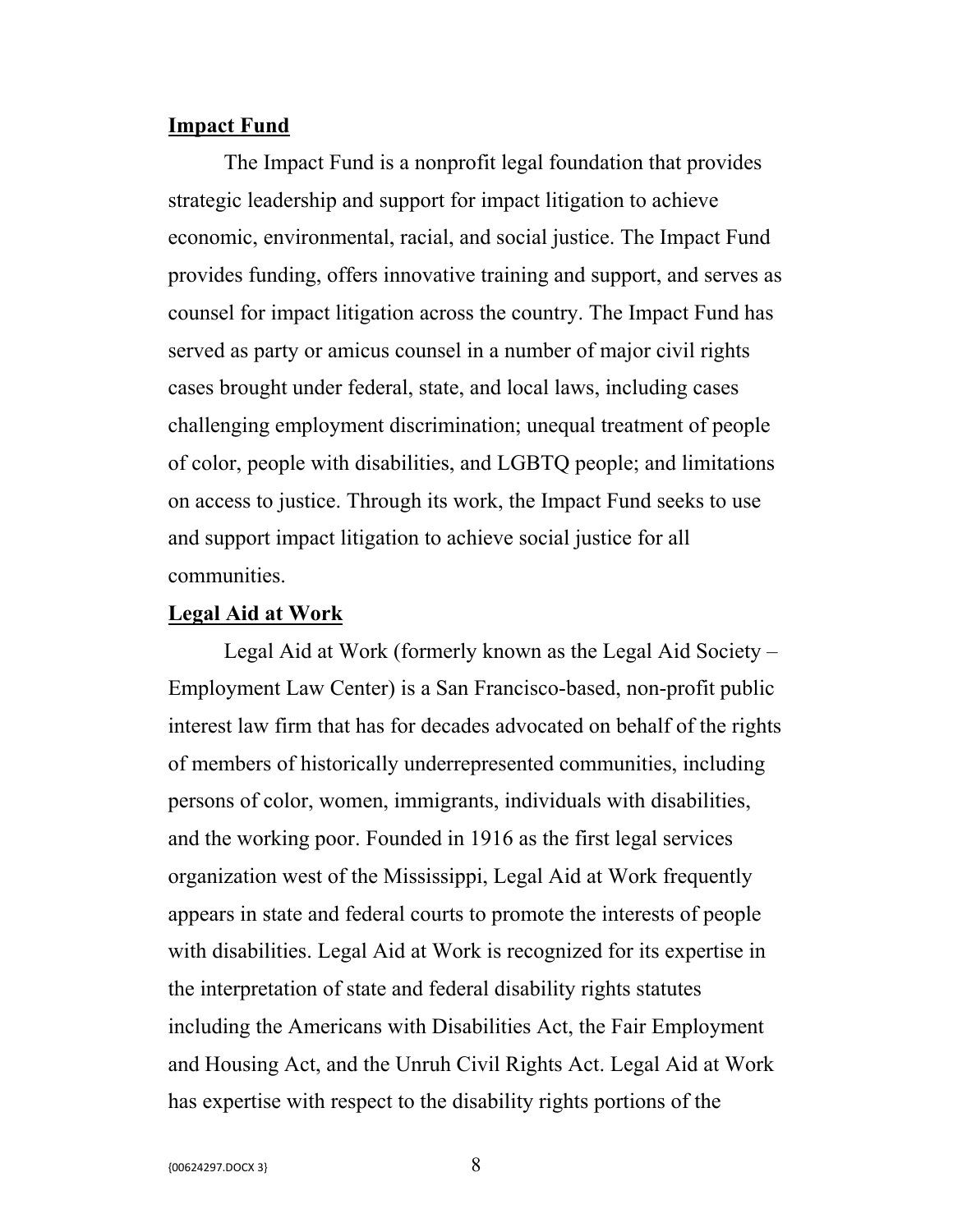**Impact Fund**

The Impact Fund is a nonprofit legal foundation that provides strategic leadership and support for impact litigation to achieve economic, environmental, racial, and social justice. The Impact Fund provides funding, offers innovative training and support, and serves as counsel for impact litigation across the country. The Impact Fund has served as party or amicus counsel in a number of major civil rights cases brought under federal, state, and local laws, including cases challenging employment discrimination; unequal treatment of people of color, people with disabilities, and LGBTQ people; and limitations on access to justice. Through its work, the Impact Fund seeks to use and support impact litigation to achieve social justice for all communities.

**Legal Aid at Work**

Legal Aid at Work (formerly known as the Legal Aid Society – Employment Law Center) is a San Francisco-based, non-profit public interest law firm that has for decades advocated on behalf of the rights of members of historically underrepresented communities, including persons of color, women, immigrants, individuals with disabilities, and the working poor. Founded in 1916 as the first legal services organization west of the Mississippi, Legal Aid at Work frequently appears in state and federal courts to promote the interests of people with disabilities. Legal Aid at Work is recognized for its expertise in the interpretation of state and federal disability rights statutes including the Americans with Disabilities Act, the Fair Employment and Housing Act, and the Unruh Civil Rights Act. Legal Aid at Work has expertise with respect to the disability rights portions of the

{00624297.DOCX 3}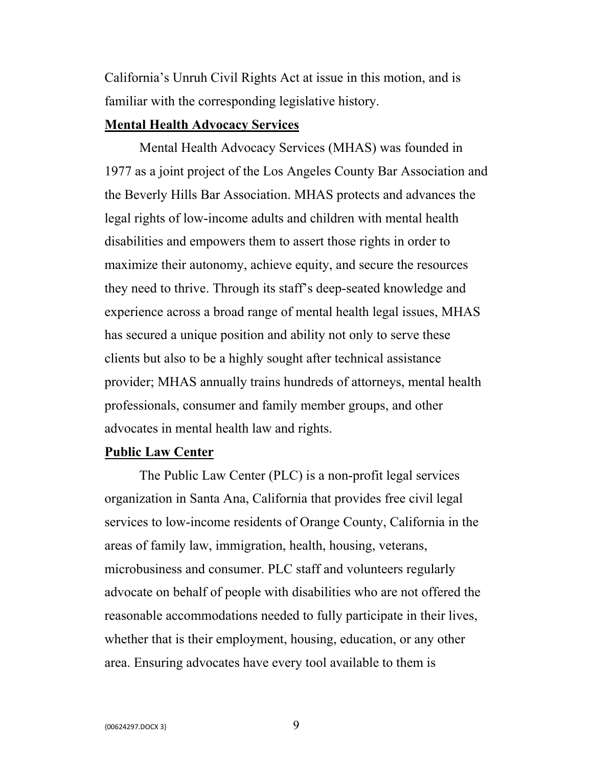California's Unruh Civil Rights Act at issue in this motion, and is familiar with the corresponding legislative history.

**Mental Health Advocacy Services**

Mental Health Advocacy Services (MHAS) was founded in 1977 as a joint project of the Los Angeles County Bar Association and the Beverly Hills Bar Association. MHAS protects and advances the legal rights of low-income adults and children with mental health disabilities and empowers them to assert those rights in order to maximize their autonomy, achieve equity, and secure the resources they need to thrive. Through its staff's deep-seated knowledge and experience across a broad range of mental health legal issues, MHAS has secured a unique position and ability not only to serve these clients but also to be a highly sought after technical assistance provider; MHAS annually trains hundreds of attorneys, mental health professionals, consumer and family member groups, and other advocates in mental health law and rights.

**Public Law Center**

The Public Law Center (PLC) is a non-profit legal services organization in Santa Ana, California that provides free civil legal services to low-income residents of Orange County, California in the areas of family law, immigration, health, housing, veterans, microbusiness and consumer. PLC staff and volunteers regularly advocate on behalf of people with disabilities who are not offered the reasonable accommodations needed to fully participate in their lives, whether that is their employment, housing, education, or any other area. Ensuring advocates have every tool available to them is

{00624297.DOCX 3}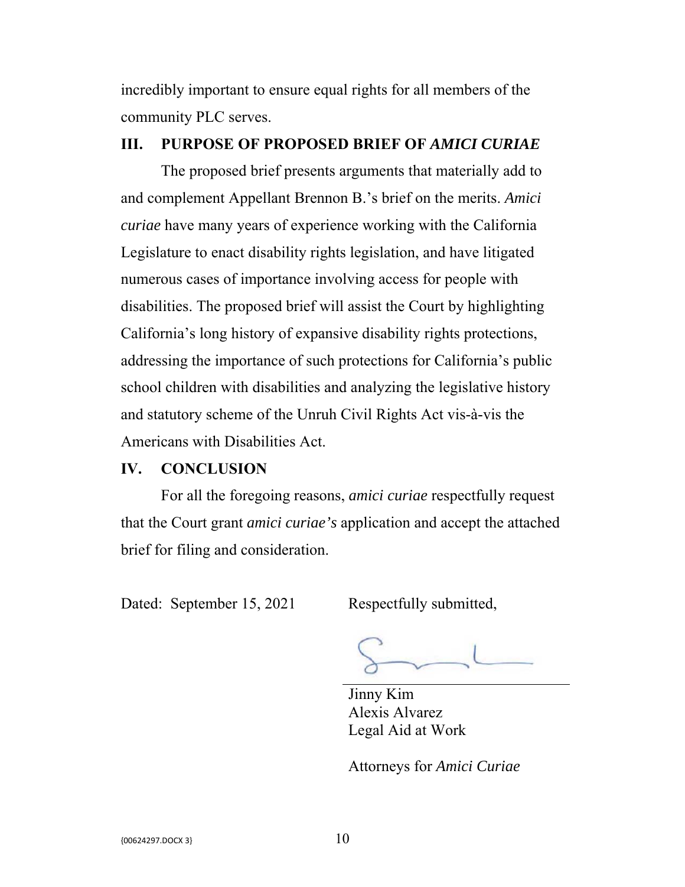incredibly important to ensure equal rights for all members of the community PLC serves.

## III. PURPOSE OF PROPOSED BRIEF OF *AMICI CURIAE*

The proposed brief presents arguments that materially add to and complement Appellant Brennon B.'s brief on the merits. *Amici curiae* have many years of experience working with the California Legislature to enact disability rights legislation, and have litigated numerous cases of importance involving access for people with disabilities. The proposed brief will assist the Court by highlighting California's long history of expansive disability rights protections, addressing the importance of such protections for California's public school children with disabilities and analyzing the legislative history and statutory scheme of the Unruh Civil Rights Act vis-à-vis the Americans with Disabilities Act.

## IV. CONCLUSION

For all the foregoing reasons, *amici curiae* respectfully request that the Court grant *amici curiae's* application and accept the attached brief for filing and consideration.

Dated: September 15, 2021

Respectfully submitted,

Jinny Kim
Alexis Alvarez
Legal Aid at Work

Attorneys for *Amici Curiae*

{00624297.DOCX 3}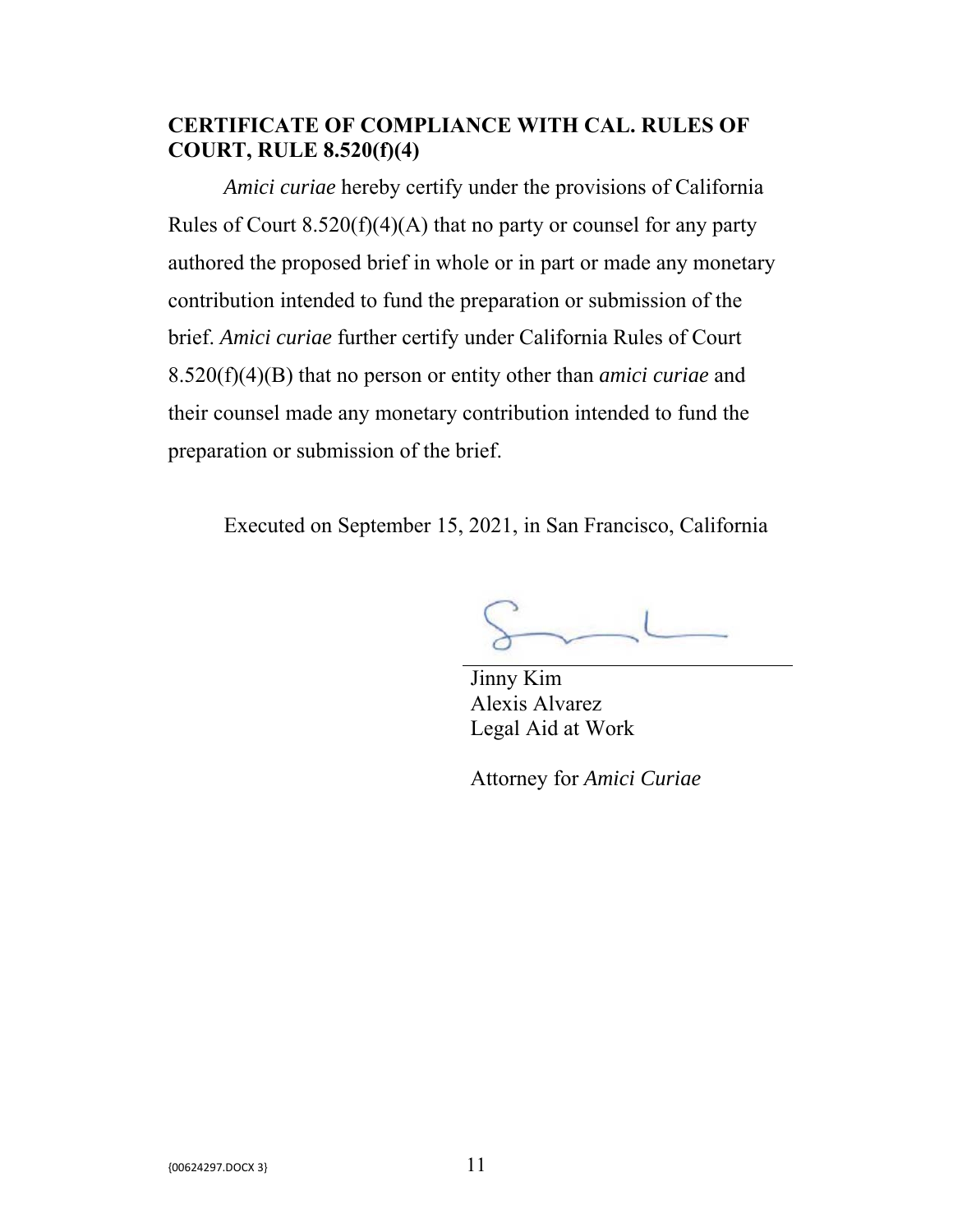## CERTIFICATE OF COMPLIANCE WITH CAL. RULES OF COURT, RULE 8.520(f)(4)

*Amici curiae* hereby certify under the provisions of California Rules of Court 8.520(f)(4)(A) that no party or counsel for any party authored the proposed brief in whole or in part or made any monetary contribution intended to fund the preparation or submission of the brief. *Amici curiae* further certify under California Rules of Court 8.520(f)(4)(B) that no person or entity other than *amici curiae* and their counsel made any monetary contribution intended to fund the preparation or submission of the brief.

Executed on September 15, 2021, in San Francisco, California

Jinny Kim
Alexis Alvarez
Legal Aid at Work

Attorney for *Amici Curiae*

{00624297.DOCX 3}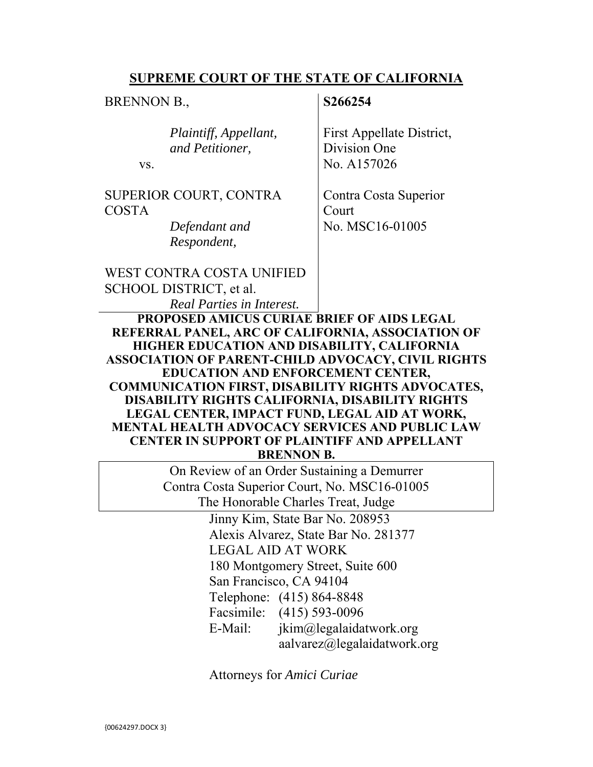**SUPREME COURT OF THE STATE OF CALIFORNIA**

| | |
|---|---|
| BRENNON B.,<br><br>*Plaintiff, Appellant, and Petitioner,*<br>vs.<br><br>SUPERIOR COURT, CONTRA COSTA<br>*Defendant and Respondent,*<br><br>WEST CONTRA COSTA UNIFIED SCHOOL DISTRICT, et al.<br>*Real Parties in Interest.* | **S266254**<br><br>First Appellate District, Division One<br>No. A157026<br><br>Contra Costa Superior Court<br>No. MSC16-01005 |

**PROPOSED AMICUS CURIAE BRIEF OF AIDS LEGAL REFERRAL PANEL, ARC OF CALIFORNIA, ASSOCIATION OF HIGHER EDUCATION AND DISABILITY, CALIFORNIA ASSOCIATION OF PARENT-CHILD ADVOCACY, CIVIL RIGHTS EDUCATION AND ENFORCEMENT CENTER, COMMUNICATION FIRST, DISABILITY RIGHTS ADVOCATES, DISABILITY RIGHTS CALIFORNIA, DISABILITY RIGHTS LEGAL CENTER, IMPACT FUND, LEGAL AID AT WORK, MENTAL HEALTH ADVOCACY SERVICES AND PUBLIC LAW CENTER IN SUPPORT OF PLAINTIFF AND APPELLANT BRENNON B.**

On Review of an Order Sustaining a Demurrer
Contra Costa Superior Court, No. MSC16-01005
The Honorable Charles Treat, Judge

Jinny Kim, State Bar No. 208953
Alexis Alvarez, State Bar No. 281377
LEGAL AID AT WORK
180 Montgomery Street, Suite 600
San Francisco, CA 94104
Telephone: (415) 864-8848
Facsimile: (415) 593-0096
E-Mail: jkim@legalaidatwork.org
aalvarez@legalaidatwork.org

Attorneys for *Amici Curiae*

{00624297.DOCX 3}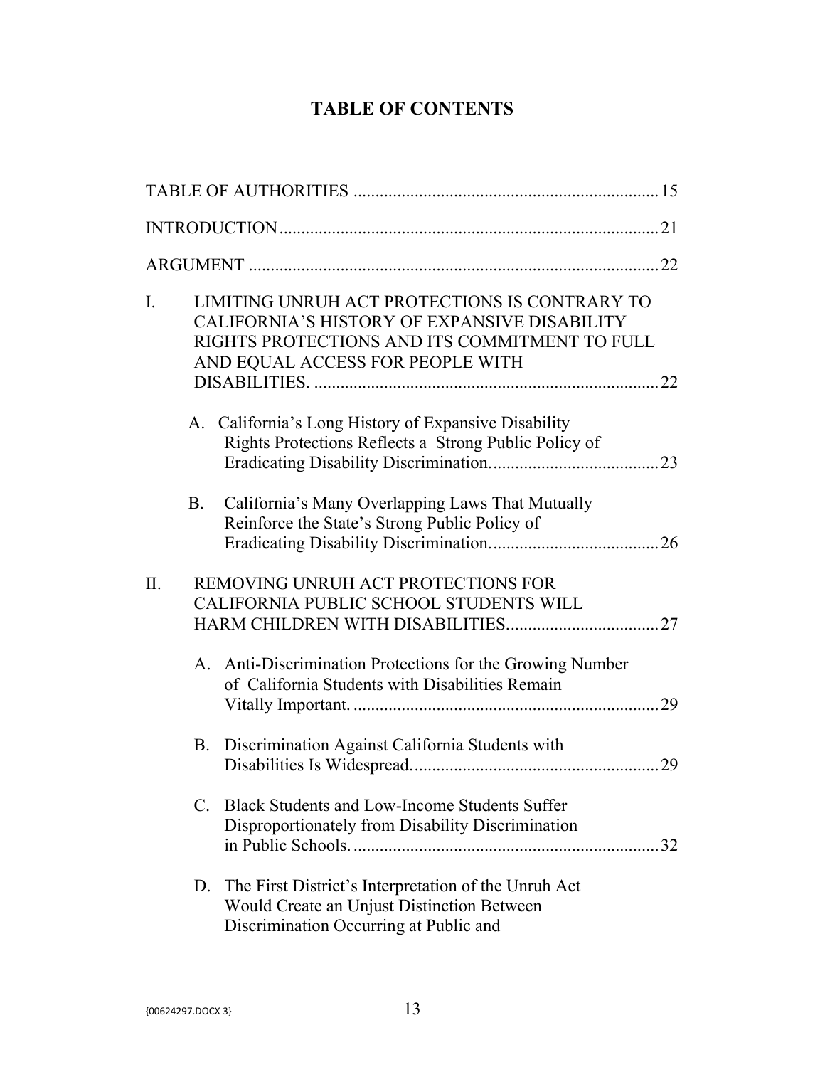# TABLE OF CONTENTS

TABLE OF AUTHORITIES ..................................................................... 15

INTRODUCTION ...................................................................................... 21

ARGUMENT ............................................................................................. 22

I. LIMITING UNRUH ACT PROTECTIONS IS CONTRARY TO CALIFORNIA'S HISTORY OF EXPANSIVE DISABILITY RIGHTS PROTECTIONS AND ITS COMMITMENT TO FULL AND EQUAL ACCESS FOR PEOPLE WITH DISABILITIES. ............................................................................. 22

   A. California's Long History of Expansive Disability Rights Protections Reflects a Strong Public Policy of Eradicating Disability Discrimination. ...................................... 23

   B. California's Many Overlapping Laws That Mutually Reinforce the State's Strong Public Policy of Eradicating Disability Discrimination. ...................................... 26

II. REMOVING UNRUH ACT PROTECTIONS FOR CALIFORNIA PUBLIC SCHOOL STUDENTS WILL HARM CHILDREN WITH DISABILITIES. .................................. 27

   A. Anti-Discrimination Protections for the Growing Number of California Students with Disabilities Remain Vitally Important. ..................................................................... 29

   B. Discrimination Against California Students with Disabilities Is Widespread. ....................................................... 29

   C. Black Students and Low-Income Students Suffer Disproportionately from Disability Discrimination in Public Schools. ..................................................................... 32

   D. The First District's Interpretation of the Unruh Act Would Create an Unjust Distinction Between Discrimination Occurring at Public and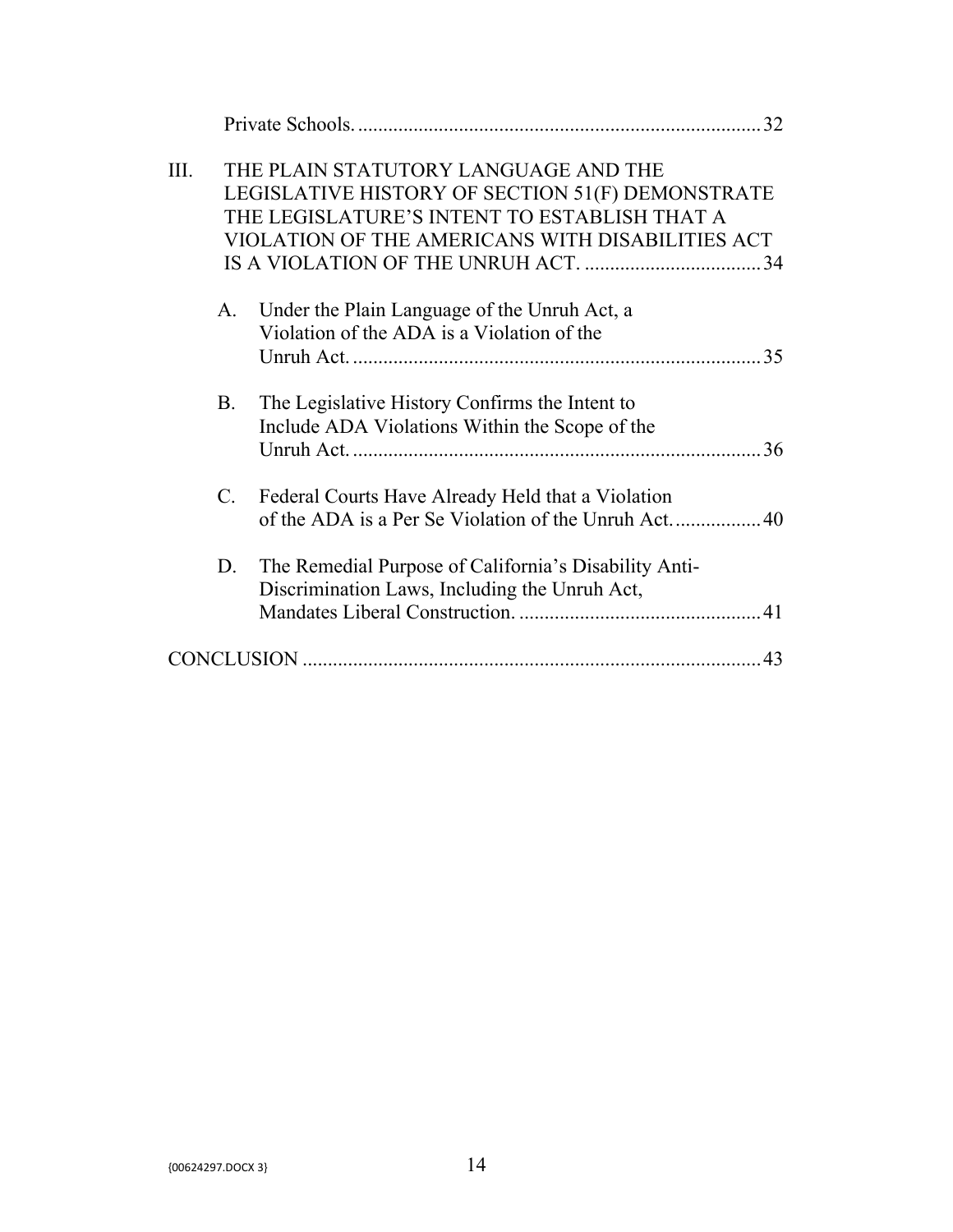Private Schools. .............................................................................. 32

III. THE PLAIN STATUTORY LANGUAGE AND THE LEGISLATIVE HISTORY OF SECTION 51(F) DEMONSTRATE THE LEGISLATURE'S INTENT TO ESTABLISH THAT A VIOLATION OF THE AMERICANS WITH DISABILITIES ACT IS A VIOLATION OF THE UNRUH ACT. .................................. 34

A. Under the Plain Language of the Unruh Act, a Violation of the ADA is a Violation of the Unruh Act. ................................................................................ 35

B. The Legislative History Confirms the Intent to Include ADA Violations Within the Scope of the Unruh Act. ................................................................................ 36

C. Federal Courts Have Already Held that a Violation of the ADA is a Per Se Violation of the Unruh Act. ................ 40

D. The Remedial Purpose of California's Disability Anti-Discrimination Laws, Including the Unruh Act, Mandates Liberal Construction. ............................................... 41

CONCLUSION .......................................................................................... 43

{00624297.DOCX 3}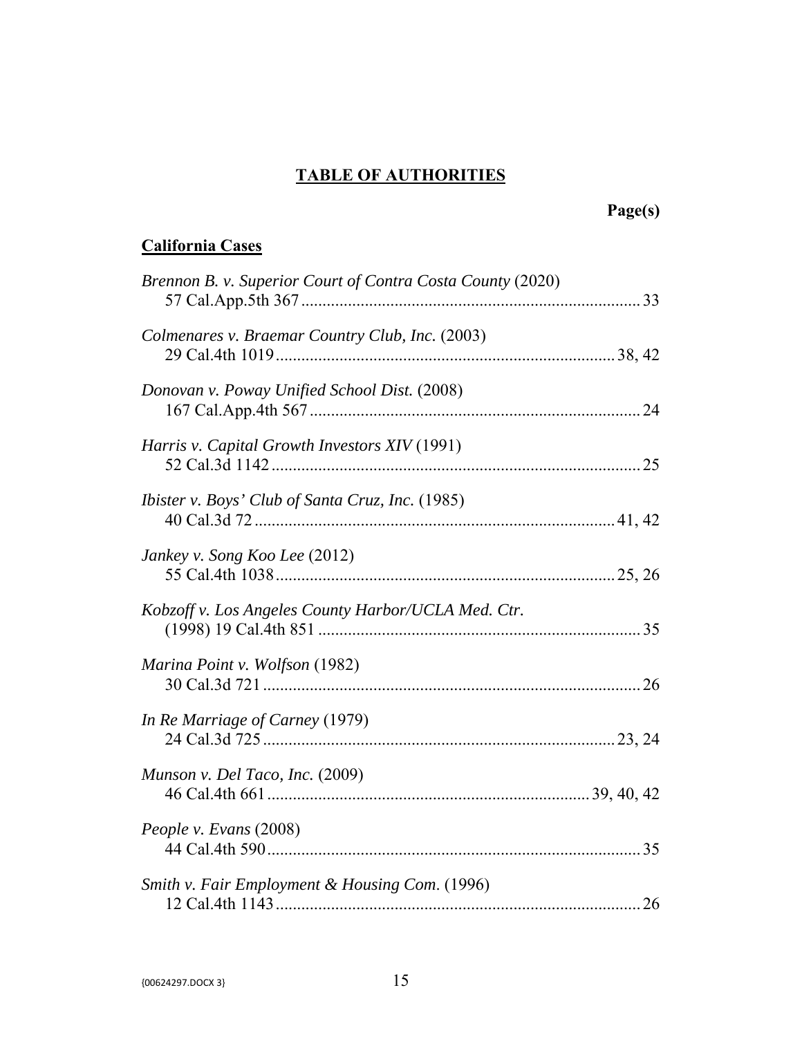# TABLE OF AUTHORITIES

**Page(s)**

**California Cases**

*Brennon B. v. Superior Court of Contra Costa County* (2020)
57 Cal.App.5th 367 ........................................................................ 33

*Colmenares v. Braemar Country Club, Inc.* (2003)
29 Cal.4th 1019 ...................................................................... 38, 42

*Donovan v. Poway Unified School Dist.* (2008)
167 Cal.App.4th 567 ...................................................................... 24

*Harris v. Capital Growth Investors XIV* (1991)
52 Cal.3d 1142 .............................................................................. 25

*Ibister v. Boys' Club of Santa Cruz, Inc.* (1985)
40 Cal.3d 72 ............................................................................ 41, 42

*Jankey v. Song Koo Lee* (2012)
55 Cal.4th 1038 ...................................................................... 25, 26

*Kobzoff v. Los Angeles County Harbor/UCLA Med. Ctr.*
(1998) 19 Cal.4th 851 .................................................................... 35

*Marina Point v. Wolfson* (1982)
30 Cal.3d 721 ................................................................................ 26

*In Re Marriage of Carney* (1979)
24 Cal.3d 725 .......................................................................... 23, 24

*Munson v. Del Taco, Inc.* (2009)
46 Cal.4th 661 ................................................................... 39, 40, 42

*People v. Evans* (2008)
44 Cal.4th 590 ................................................................................ 35

*Smith v. Fair Employment & Housing Com.* (1996)
12 Cal.4th 1143 .............................................................................. 26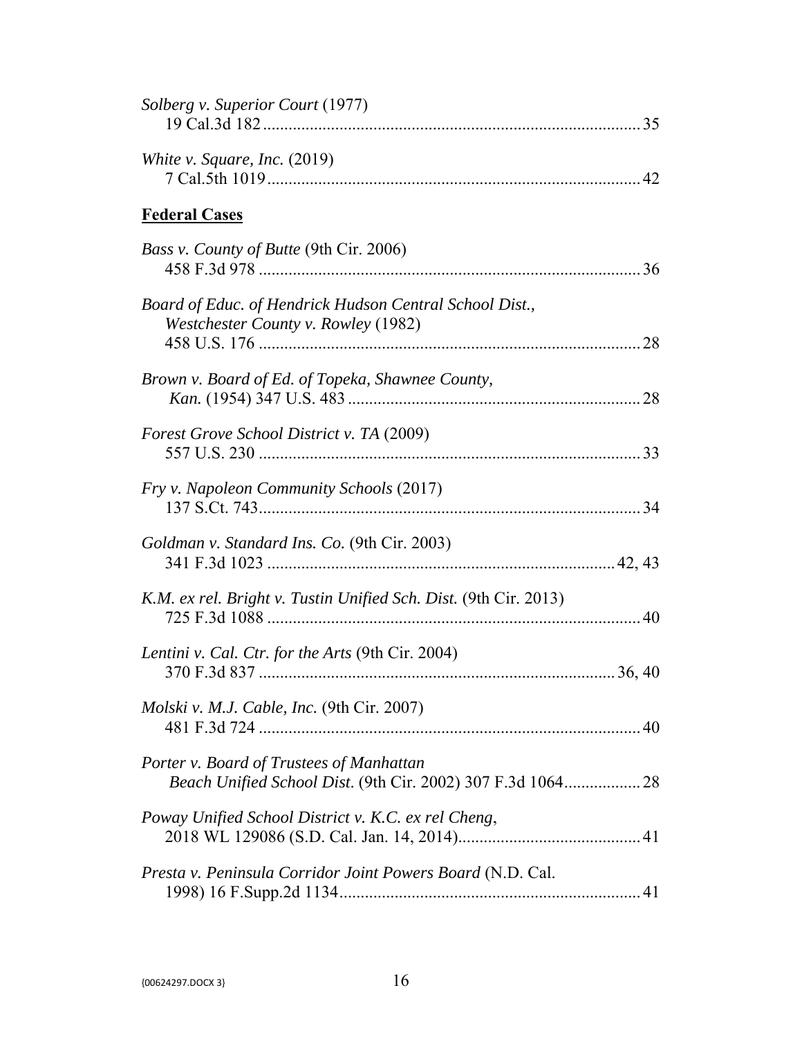*Solberg v. Superior Court* (1977)
19 Cal.3d 182........................................................................................35

*White v. Square, Inc.* (2019)
7 Cal.5th 1019.......................................................................................42

**Federal Cases**

*Bass v. County of Butte* (9th Cir. 2006)
458 F.3d 978 .........................................................................................36

*Board of Educ. of Hendrick Hudson Central School Dist., Westchester County v. Rowley* (1982)
458 U.S. 176 .........................................................................................28

*Brown v. Board of Ed. of Topeka, Shawnee County, Kan.* (1954) 347 U.S. 483 ....................................................................28

*Forest Grove School District v. TA* (2009)
557 U.S. 230 .........................................................................................33

*Fry v. Napoleon Community Schools* (2017)
137 S.Ct. 743.........................................................................................34

*Goldman v. Standard Ins. Co.* (9th Cir. 2003)
341 F.3d 1023 ..................................................................................42, 43

*K.M. ex rel. Bright v. Tustin Unified Sch. Dist.* (9th Cir. 2013)
725 F.3d 1088 .......................................................................................40

*Lentini v. Cal. Ctr. for the Arts* (9th Cir. 2004)
370 F.3d 837 ...................................................................................36, 40

*Molski v. M.J. Cable, Inc.* (9th Cir. 2007)
481 F.3d 724 .........................................................................................40

*Porter v. Board of Trustees of Manhattan Beach Unified School Dist.* (9th Cir. 2002) 307 F.3d 1064..................28

*Poway Unified School District v. K.C. ex rel Cheng*,
2018 WL 129086 (S.D. Cal. Jan. 14, 2014)..........................................41

*Presta v. Peninsula Corridor Joint Powers Board* (N.D. Cal. 1998) 16 F.Supp.2d 1134......................................................................41

{00624297.DOCX 3}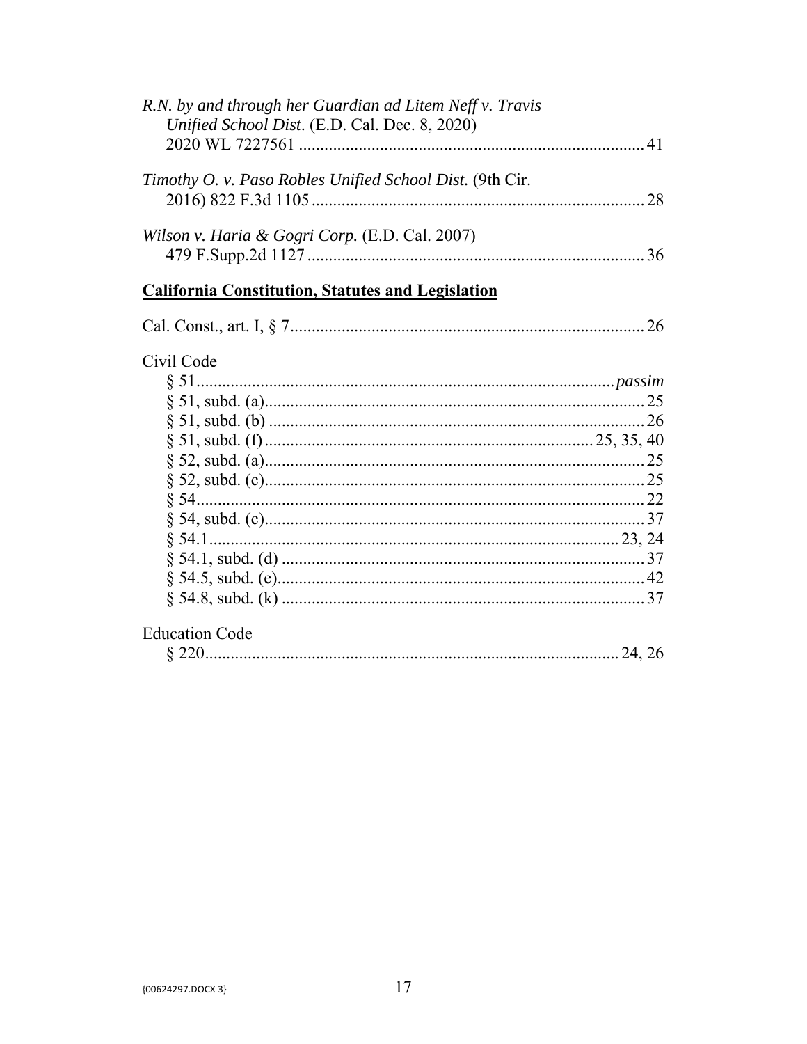*R.N. by and through her Guardian ad Litem Neff v. Travis Unified School Dist*. (E.D. Cal. Dec. 8, 2020) 2020 WL 7227561 ................................................................................ 41

*Timothy O. v. Paso Robles Unified School Dist.* (9th Cir. 2016) 822 F.3d 1105 ............................................................................ 28

*Wilson v. Haria & Gogri Corp.* (E.D. Cal. 2007) 479 F.Supp.2d 1127 ............................................................................. 36

**<u>California Constitution, Statutes and Legislation</u>**

Cal. Const., art. I, § 7 .................................................................................. 26

Civil Code

§ 51 ................................................................................................ *passim*
§ 51, subd. (a) ......................................................................................... 25
§ 51, subd. (b) ......................................................................................... 26
§ 51, subd. (f) ........................................................................... 25, 35, 40
§ 52, subd. (a) ......................................................................................... 25
§ 52, subd. (c) ......................................................................................... 25
§ 54 ........................................................................................................ 22
§ 54, subd. (c) ......................................................................................... 37
§ 54.1 ............................................................................................... 23, 24
§ 54.1, subd. (d) ...................................................................................... 37
§ 54.5, subd. (e) ...................................................................................... 42
§ 54.8, subd. (k) ...................................................................................... 37

Education Code

§ 220 ................................................................................................ 24, 26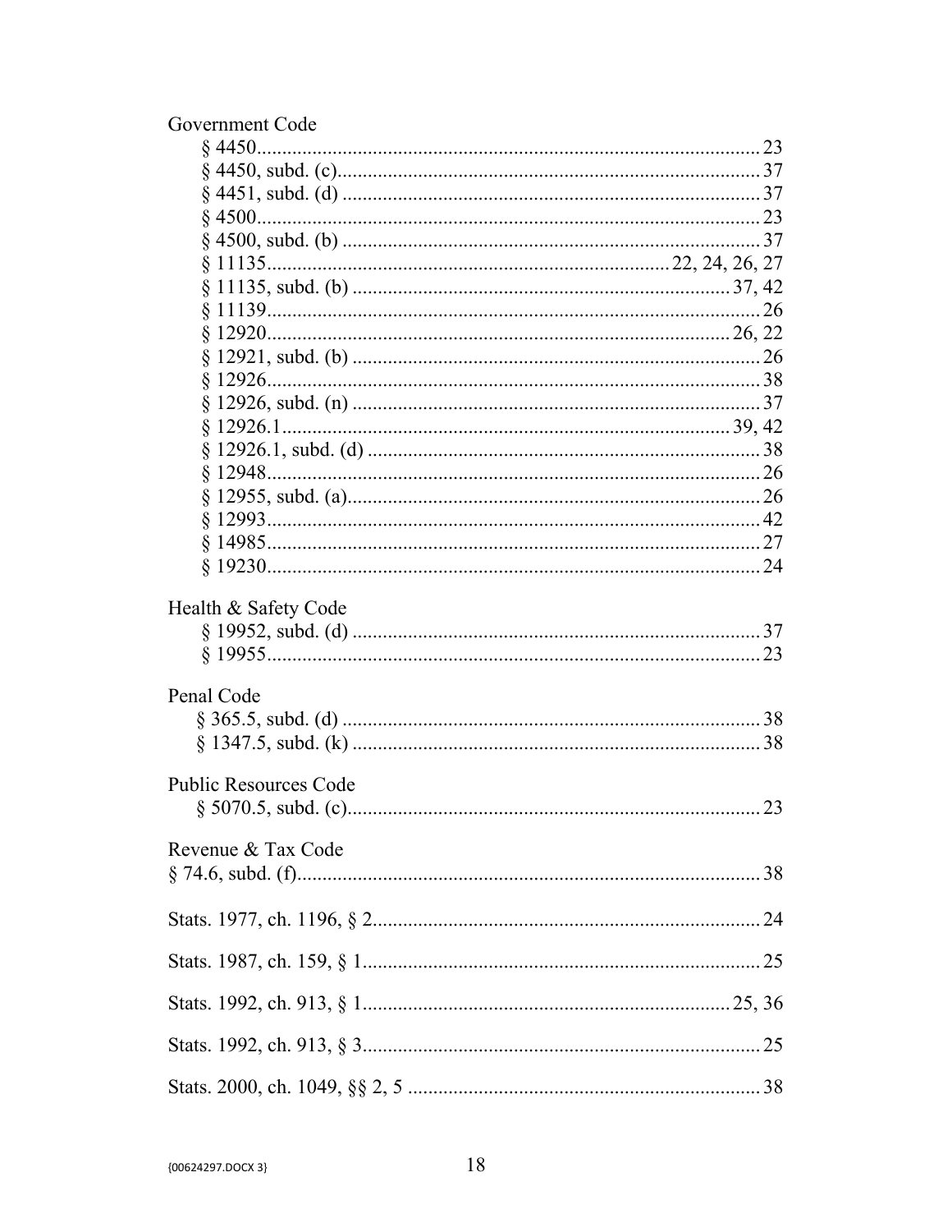Government Code

§ 4450 ........ 23
§ 4450, subd. (c) ........ 37
§ 4451, subd. (d) ........ 37
§ 4500 ........ 23
§ 4500, subd. (b) ........ 37
§ 11135 ........ 22, 24, 26, 27
§ 11135, subd. (b) ........ 37, 42
§ 11139 ........ 26
§ 12920 ........ 26, 22
§ 12921, subd. (b) ........ 26
§ 12926 ........ 38
§ 12926, subd. (n) ........ 37
§ 12926.1 ........ 39, 42
§ 12926.1, subd. (d) ........ 38
§ 12948 ........ 26
§ 12955, subd. (a) ........ 26
§ 12993 ........ 42
§ 14985 ........ 27
§ 19230 ........ 24

Health & Safety Code

§ 19952, subd. (d) ........ 37
§ 19955 ........ 23

Penal Code

§ 365.5, subd. (d) ........ 38
§ 1347.5, subd. (k) ........ 38

Public Resources Code

§ 5070.5, subd. (c) ........ 23

Revenue & Tax Code

§ 74.6, subd. (f) ........ 38

Stats. 1977, ch. 1196, § 2 ........ 24

Stats. 1987, ch. 159, § 1 ........ 25

Stats. 1992, ch. 913, § 1 ........ 25, 36

Stats. 1992, ch. 913, § 3 ........ 25

Stats. 2000, ch. 1049, §§ 2, 5 ........ 38

{00624297.DOCX 3}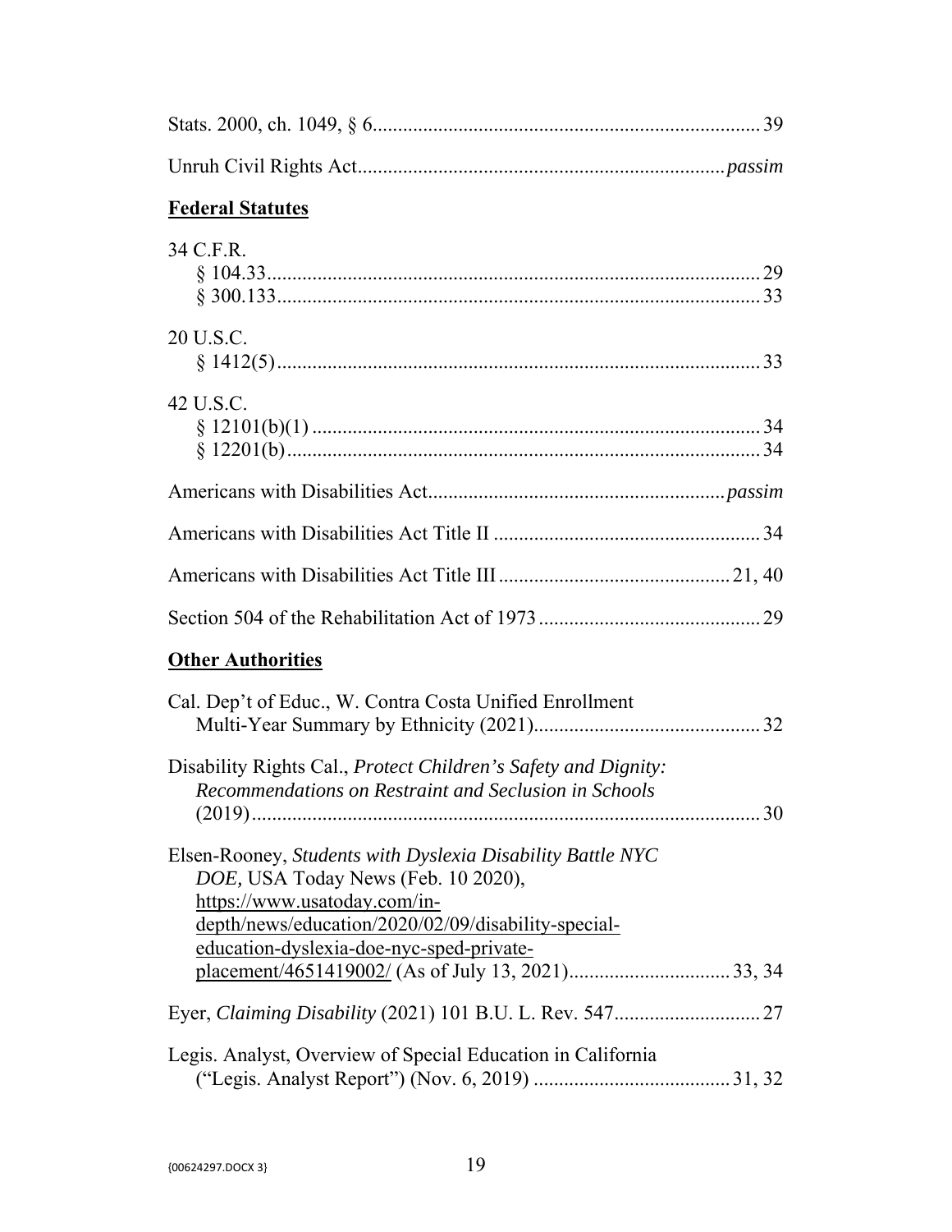Stats. 2000, ch. 1049, § 6 ............................................................................ 39

Unruh Civil Rights Act ........................................................................ *passim*

**Federal Statutes**

34 C.F.R.
 § 104.33 ................................................................................................ 29
 § 300.133 .............................................................................................. 33

20 U.S.C.
 § 1412(5) .............................................................................................. 33

42 U.S.C.
 § 12101(b)(1) ........................................................................................ 34
 § 12201(b) ............................................................................................ 34

Americans with Disabilities Act ........................................................... *passim*

Americans with Disabilities Act Title II ..................................................... 34

Americans with Disabilities Act Title III ............................................. 21, 40

Section 504 of the Rehabilitation Act of 1973 ........................................... 29

**Other Authorities**

Cal. Dep't of Educ., W. Contra Costa Unified Enrollment Multi-Year Summary by Ethnicity (2021) ............................................ 32

Disability Rights Cal., *Protect Children's Safety and Dignity: Recommendations on Restraint and Seclusion in Schools* (2019) ................................................................................................... 30

Elsen-Rooney, *Students with Dyslexia Disability Battle NYC DOE,* USA Today News (Feb. 10 2020), https://www.usatoday.com/in-depth/news/education/2020/02/09/disability-special-education-dyslexia-doe-nyc-sped-private-placement/4651419002/ (As of July 13, 2021) ................................ 33, 34

Eyer, *Claiming Disability* (2021) 101 B.U. L. Rev. 547 ............................ 27

Legis. Analyst, Overview of Special Education in California ("Legis. Analyst Report") (Nov. 6, 2019) ....................................... 31, 32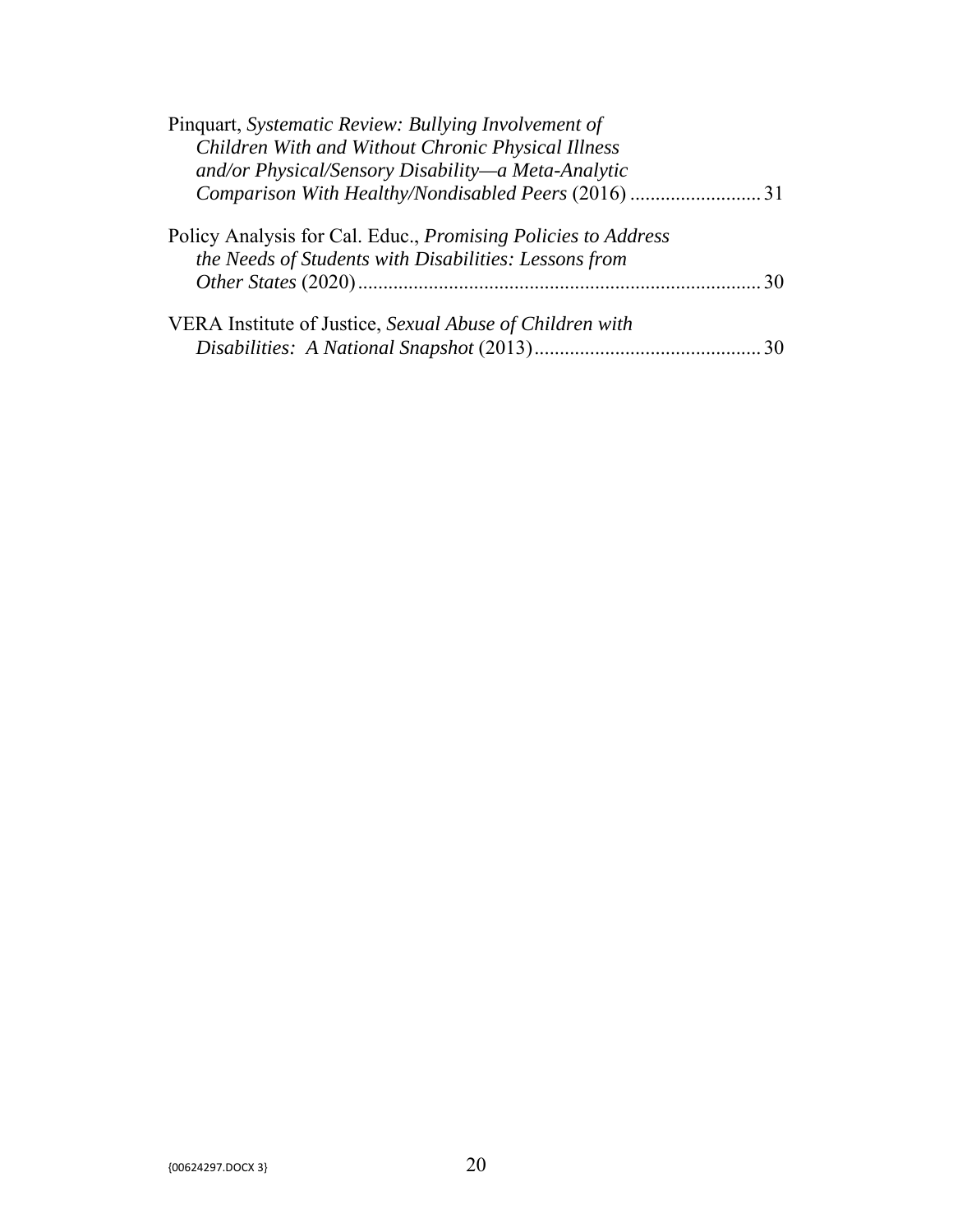Pinquart, *Systematic Review: Bullying Involvement of Children With and Without Chronic Physical Illness and/or Physical/Sensory Disability—a Meta-Analytic Comparison With Healthy/Nondisabled Peers* (2016) .......................... 31

Policy Analysis for Cal. Educ., *Promising Policies to Address the Needs of Students with Disabilities: Lessons from Other States* (2020) ................................................................................ 30

VERA Institute of Justice, *Sexual Abuse of Children with Disabilities: A National Snapshot* (2013) ............................................. 30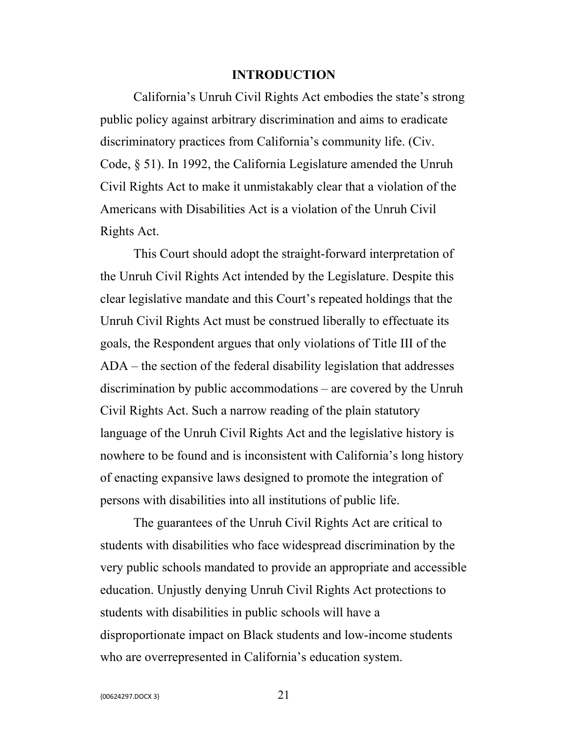## INTRODUCTION

California's Unruh Civil Rights Act embodies the state's strong public policy against arbitrary discrimination and aims to eradicate discriminatory practices from California's community life. (Civ. Code, § 51). In 1992, the California Legislature amended the Unruh Civil Rights Act to make it unmistakably clear that a violation of the Americans with Disabilities Act is a violation of the Unruh Civil Rights Act.

This Court should adopt the straight-forward interpretation of the Unruh Civil Rights Act intended by the Legislature. Despite this clear legislative mandate and this Court's repeated holdings that the Unruh Civil Rights Act must be construed liberally to effectuate its goals, the Respondent argues that only violations of Title III of the ADA – the section of the federal disability legislation that addresses discrimination by public accommodations – are covered by the Unruh Civil Rights Act. Such a narrow reading of the plain statutory language of the Unruh Civil Rights Act and the legislative history is nowhere to be found and is inconsistent with California's long history of enacting expansive laws designed to promote the integration of persons with disabilities into all institutions of public life.

The guarantees of the Unruh Civil Rights Act are critical to students with disabilities who face widespread discrimination by the very public schools mandated to provide an appropriate and accessible education. Unjustly denying Unruh Civil Rights Act protections to students with disabilities in public schools will have a disproportionate impact on Black students and low-income students who are overrepresented in California's education system.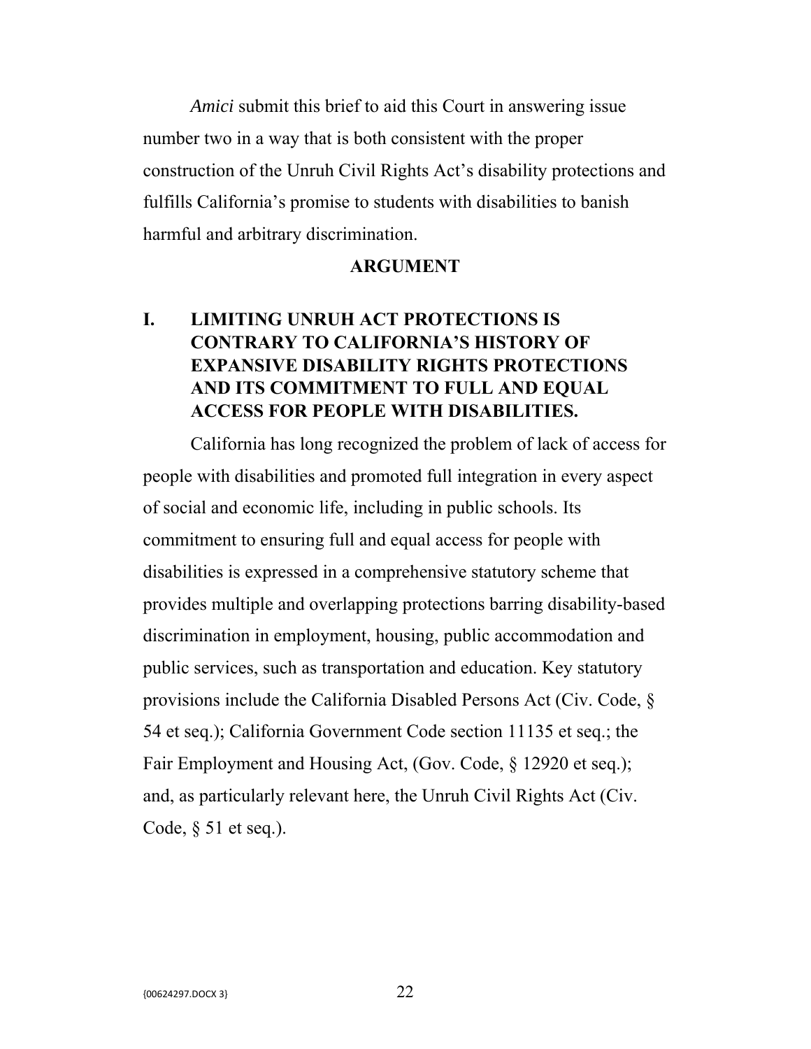*Amici* submit this brief to aid this Court in answering issue number two in a way that is both consistent with the proper construction of the Unruh Civil Rights Act's disability protections and fulfills California's promise to students with disabilities to banish harmful and arbitrary discrimination.

## ARGUMENT

### I. LIMITING UNRUH ACT PROTECTIONS IS CONTRARY TO CALIFORNIA'S HISTORY OF EXPANSIVE DISABILITY RIGHTS PROTECTIONS AND ITS COMMITMENT TO FULL AND EQUAL ACCESS FOR PEOPLE WITH DISABILITIES.

California has long recognized the problem of lack of access for people with disabilities and promoted full integration in every aspect of social and economic life, including in public schools. Its commitment to ensuring full and equal access for people with disabilities is expressed in a comprehensive statutory scheme that provides multiple and overlapping protections barring disability-based discrimination in employment, housing, public accommodation and public services, such as transportation and education. Key statutory provisions include the California Disabled Persons Act (Civ. Code, § 54 et seq.); California Government Code section 11135 et seq.; the Fair Employment and Housing Act, (Gov. Code, § 12920 et seq.); and, as particularly relevant here, the Unruh Civil Rights Act (Civ. Code, § 51 et seq.).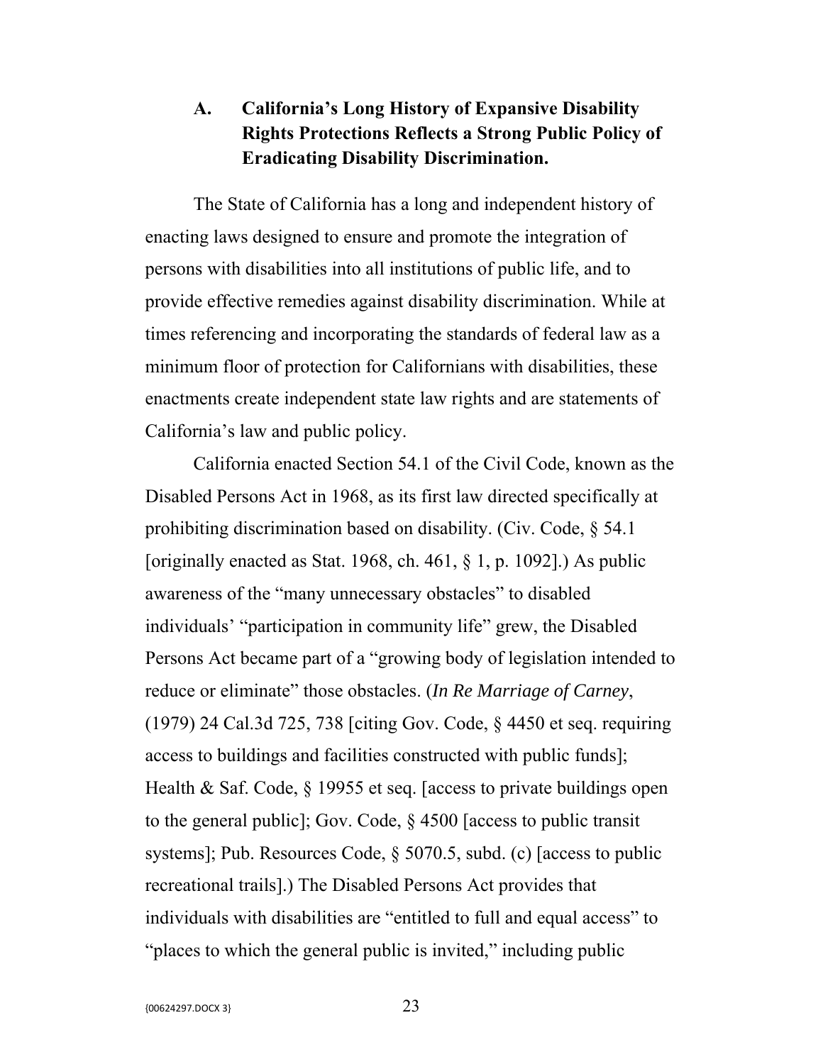### A. California's Long History of Expansive Disability Rights Protections Reflects a Strong Public Policy of Eradicating Disability Discrimination.

The State of California has a long and independent history of enacting laws designed to ensure and promote the integration of persons with disabilities into all institutions of public life, and to provide effective remedies against disability discrimination. While at times referencing and incorporating the standards of federal law as a minimum floor of protection for Californians with disabilities, these enactments create independent state law rights and are statements of California's law and public policy.

California enacted Section 54.1 of the Civil Code, known as the Disabled Persons Act in 1968, as its first law directed specifically at prohibiting discrimination based on disability. (Civ. Code, § 54.1 [originally enacted as Stat. 1968, ch. 461, § 1, p. 1092].) As public awareness of the "many unnecessary obstacles" to disabled individuals' "participation in community life" grew, the Disabled Persons Act became part of a "growing body of legislation intended to reduce or eliminate" those obstacles. (*In Re Marriage of Carney*, (1979) 24 Cal.3d 725, 738 [citing Gov. Code, § 4450 et seq. requiring access to buildings and facilities constructed with public funds]; Health & Saf. Code, § 19955 et seq. [access to private buildings open to the general public]; Gov. Code, § 4500 [access to public transit systems]; Pub. Resources Code, § 5070.5, subd. (c) [access to public recreational trails].) The Disabled Persons Act provides that individuals with disabilities are "entitled to full and equal access" to "places to which the general public is invited," including public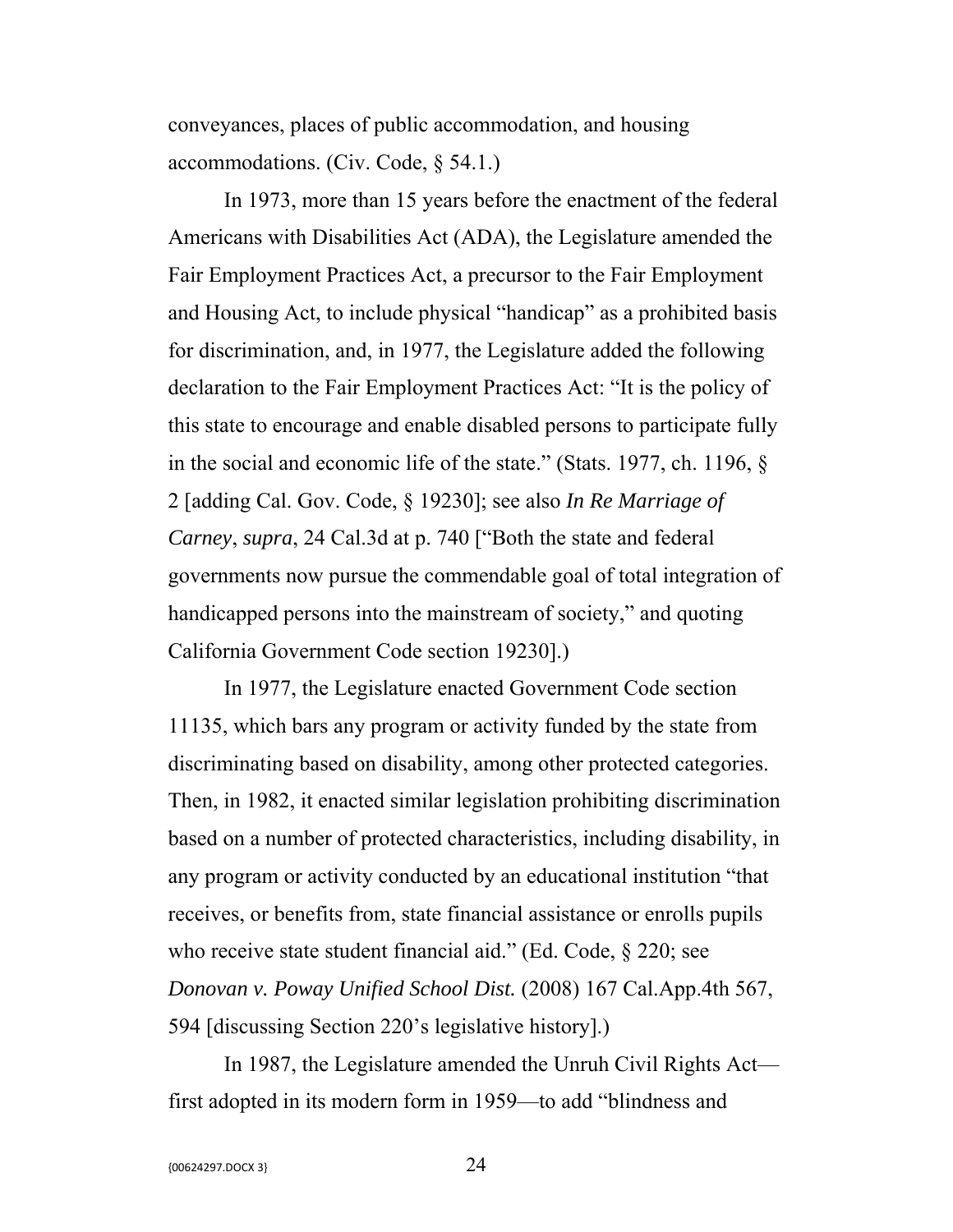conveyances, places of public accommodation, and housing accommodations. (Civ. Code, § 54.1.)

In 1973, more than 15 years before the enactment of the federal Americans with Disabilities Act (ADA), the Legislature amended the Fair Employment Practices Act, a precursor to the Fair Employment and Housing Act, to include physical "handicap" as a prohibited basis for discrimination, and, in 1977, the Legislature added the following declaration to the Fair Employment Practices Act: "It is the policy of this state to encourage and enable disabled persons to participate fully in the social and economic life of the state." (Stats. 1977, ch. 1196, § 2 [adding Cal. Gov. Code, § 19230]; see also *In Re Marriage of Carney*, *supra*, 24 Cal.3d at p. 740 ["Both the state and federal governments now pursue the commendable goal of total integration of handicapped persons into the mainstream of society," and quoting California Government Code section 19230].)

In 1977, the Legislature enacted Government Code section 11135, which bars any program or activity funded by the state from discriminating based on disability, among other protected categories. Then, in 1982, it enacted similar legislation prohibiting discrimination based on a number of protected characteristics, including disability, in any program or activity conducted by an educational institution "that receives, or benefits from, state financial assistance or enrolls pupils who receive state student financial aid." (Ed. Code, § 220; see *Donovan v. Poway Unified School Dist.* (2008) 167 Cal.App.4th 567, 594 [discussing Section 220's legislative history].)

In 1987, the Legislature amended the Unruh Civil Rights Act—first adopted in its modern form in 1959—to add "blindness and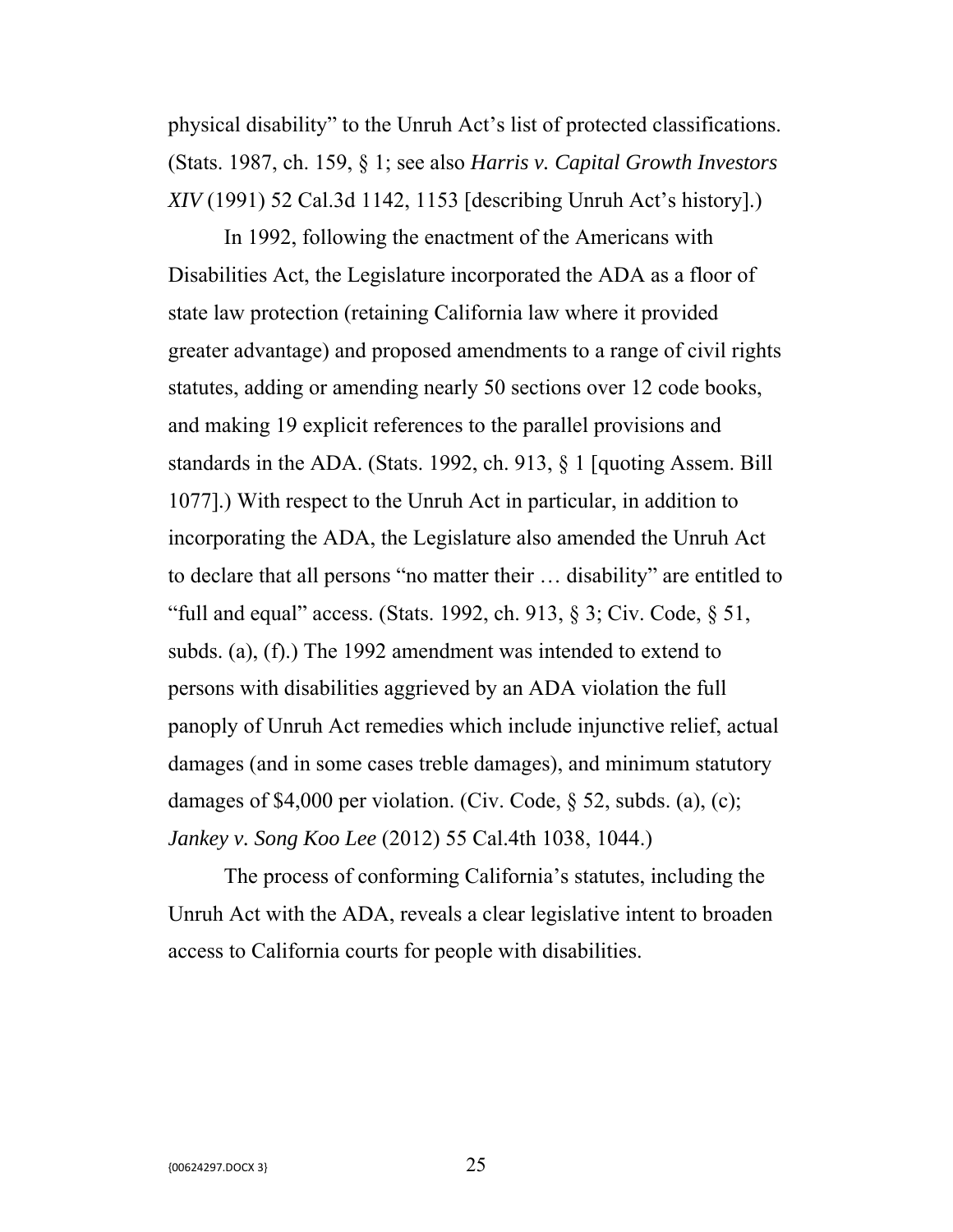physical disability" to the Unruh Act's list of protected classifications. (Stats. 1987, ch. 159, § 1; see also *Harris v. Capital Growth Investors XIV* (1991) 52 Cal.3d 1142, 1153 [describing Unruh Act's history].)

In 1992, following the enactment of the Americans with Disabilities Act, the Legislature incorporated the ADA as a floor of state law protection (retaining California law where it provided greater advantage) and proposed amendments to a range of civil rights statutes, adding or amending nearly 50 sections over 12 code books, and making 19 explicit references to the parallel provisions and standards in the ADA. (Stats. 1992, ch. 913, § 1 [quoting Assem. Bill 1077].) With respect to the Unruh Act in particular, in addition to incorporating the ADA, the Legislature also amended the Unruh Act to declare that all persons "no matter their … disability" are entitled to "full and equal" access. (Stats. 1992, ch. 913, § 3; Civ. Code, § 51, subds. (a), (f).) The 1992 amendment was intended to extend to persons with disabilities aggrieved by an ADA violation the full panoply of Unruh Act remedies which include injunctive relief, actual damages (and in some cases treble damages), and minimum statutory damages of $4,000 per violation. (Civ. Code, § 52, subds. (a), (c); *Jankey v. Song Koo Lee* (2012) 55 Cal.4th 1038, 1044.)

The process of conforming California's statutes, including the Unruh Act with the ADA, reveals a clear legislative intent to broaden access to California courts for people with disabilities.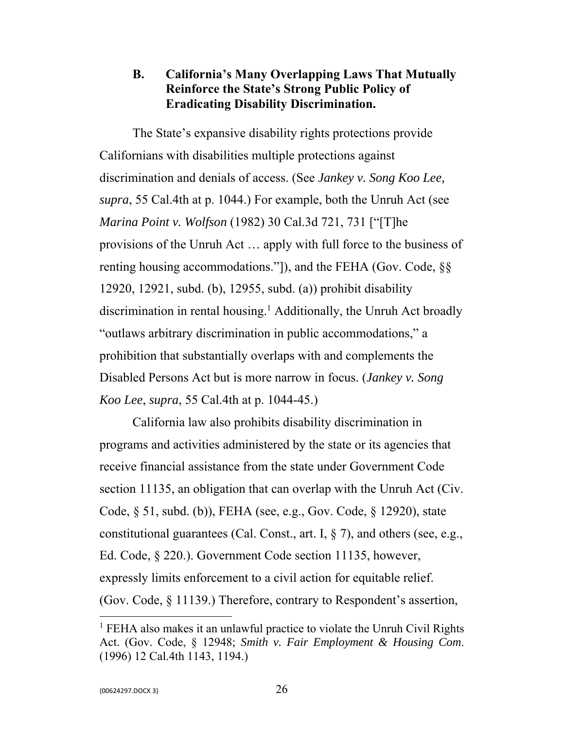### B. California's Many Overlapping Laws That Mutually Reinforce the State's Strong Public Policy of Eradicating Disability Discrimination.

The State's expansive disability rights protections provide Californians with disabilities multiple protections against discrimination and denials of access. (See *Jankey v. Song Koo Lee, supra*, 55 Cal.4th at p. 1044.) For example, both the Unruh Act (see *Marina Point v. Wolfson* (1982) 30 Cal.3d 721, 731 ["[T]he provisions of the Unruh Act … apply with full force to the business of renting housing accommodations."]), and the FEHA (Gov. Code, §§ 12920, 12921, subd. (b), 12955, subd. (a)) prohibit disability discrimination in rental housing.[1] Additionally, the Unruh Act broadly "outlaws arbitrary discrimination in public accommodations," a prohibition that substantially overlaps with and complements the Disabled Persons Act but is more narrow in focus. (*Jankey v. Song Koo Lee*, *supra*, 55 Cal.4th at p. 1044-45.)

California law also prohibits disability discrimination in programs and activities administered by the state or its agencies that receive financial assistance from the state under Government Code section 11135, an obligation that can overlap with the Unruh Act (Civ. Code, § 51, subd. (b)), FEHA (see, e.g., Gov. Code, § 12920), state constitutional guarantees (Cal. Const., art. I, § 7), and others (see, e.g., Ed. Code, § 220.). Government Code section 11135, however, expressly limits enforcement to a civil action for equitable relief. (Gov. Code, § 11139.) Therefore, contrary to Respondent's assertion,

---

[1] FEHA also makes it an unlawful practice to violate the Unruh Civil Rights Act. (Gov. Code, § 12948; *Smith v. Fair Employment & Housing Com*. (1996) 12 Cal.4th 1143, 1194.)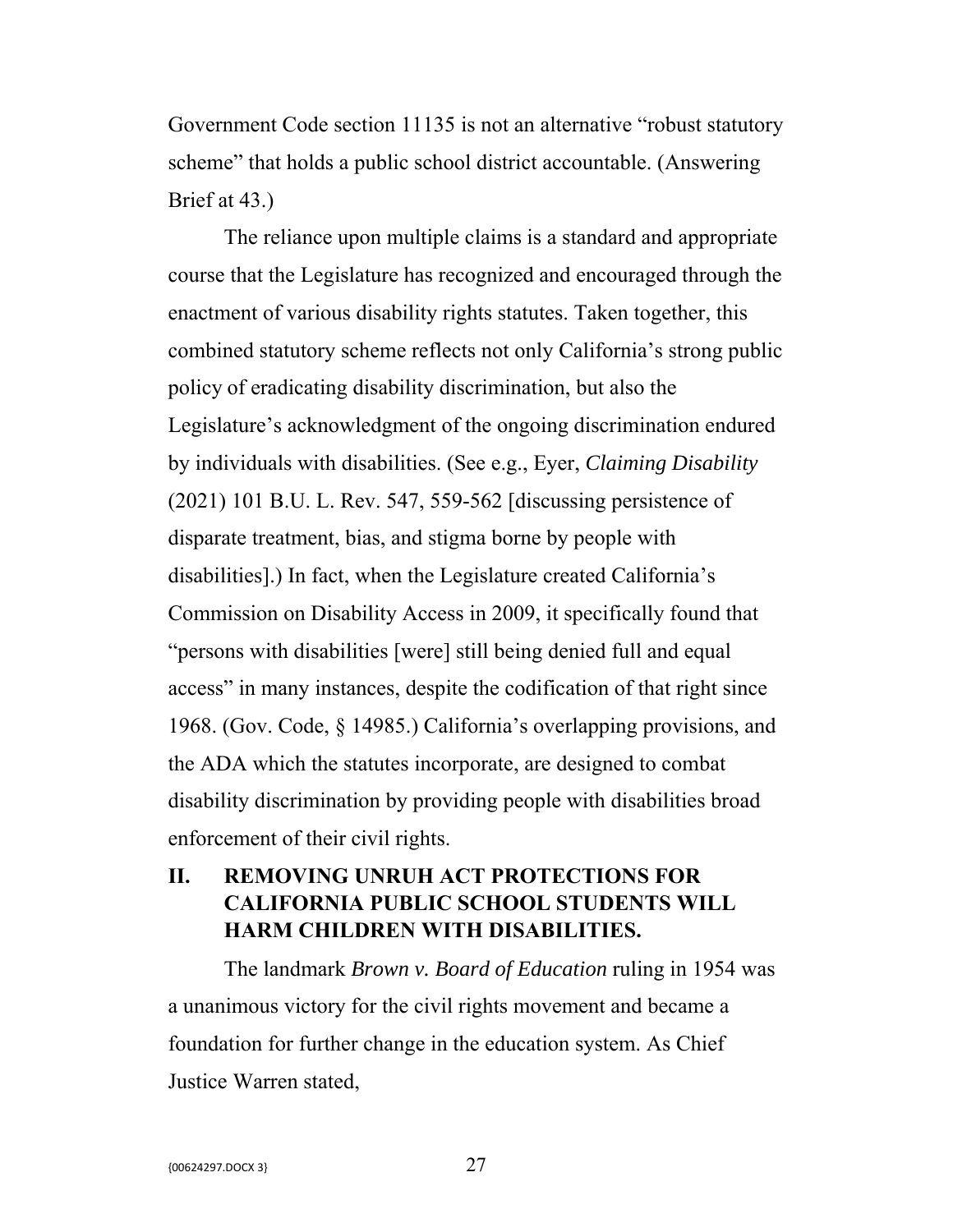Government Code section 11135 is not an alternative "robust statutory scheme" that holds a public school district accountable. (Answering Brief at 43.)

The reliance upon multiple claims is a standard and appropriate course that the Legislature has recognized and encouraged through the enactment of various disability rights statutes. Taken together, this combined statutory scheme reflects not only California's strong public policy of eradicating disability discrimination, but also the Legislature's acknowledgment of the ongoing discrimination endured by individuals with disabilities. (See e.g., Eyer, *Claiming Disability* (2021) 101 B.U. L. Rev. 547, 559-562 [discussing persistence of disparate treatment, bias, and stigma borne by people with disabilities].) In fact, when the Legislature created California's Commission on Disability Access in 2009, it specifically found that "persons with disabilities [were] still being denied full and equal access" in many instances, despite the codification of that right since 1968. (Gov. Code, § 14985.) California's overlapping provisions, and the ADA which the statutes incorporate, are designed to combat disability discrimination by providing people with disabilities broad enforcement of their civil rights.

## II. REMOVING UNRUH ACT PROTECTIONS FOR CALIFORNIA PUBLIC SCHOOL STUDENTS WILL HARM CHILDREN WITH DISABILITIES.

The landmark *Brown v. Board of Education* ruling in 1954 was a unanimous victory for the civil rights movement and became a foundation for further change in the education system. As Chief Justice Warren stated,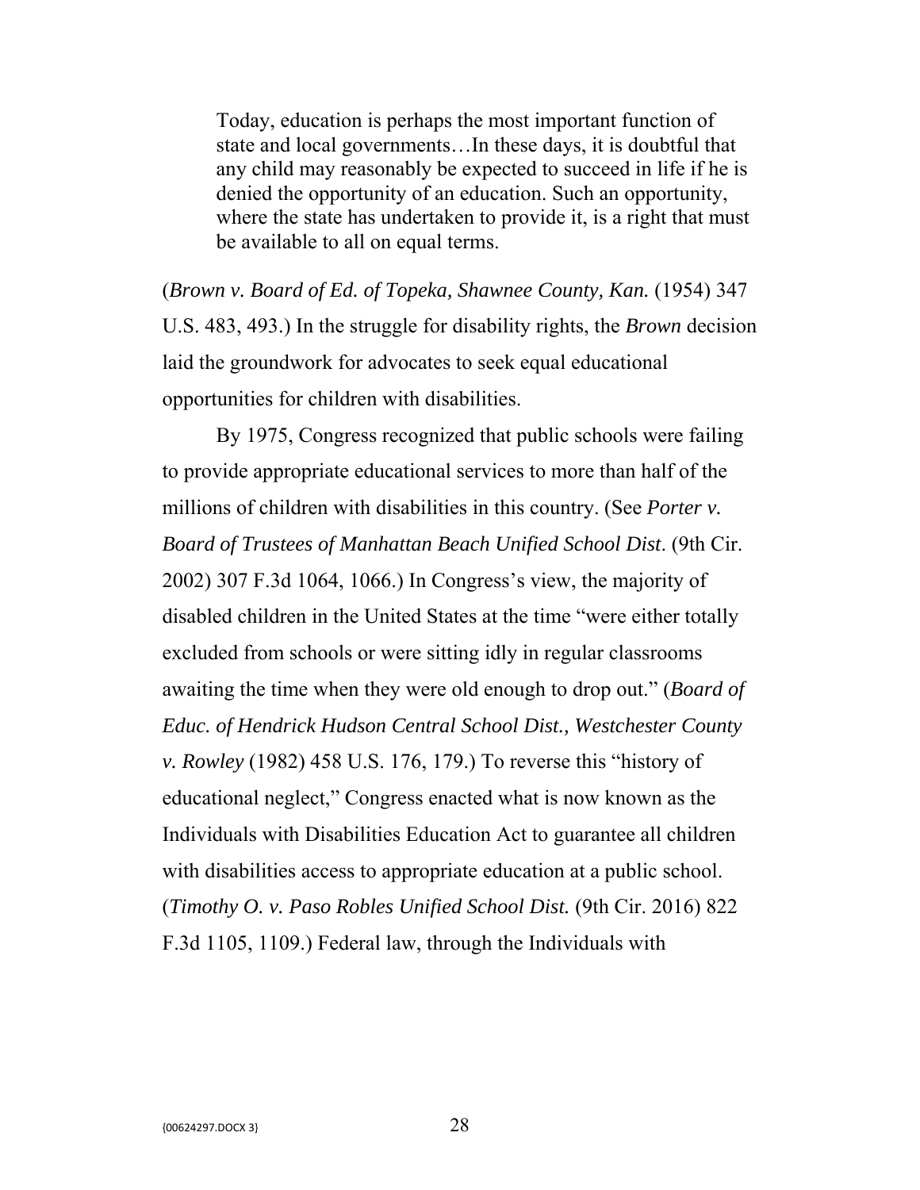> Today, education is perhaps the most important function of state and local governments…In these days, it is doubtful that any child may reasonably be expected to succeed in life if he is denied the opportunity of an education. Such an opportunity, where the state has undertaken to provide it, is a right that must be available to all on equal terms.

(*Brown v. Board of Ed. of Topeka, Shawnee County, Kan.* (1954) 347 U.S. 483, 493.) In the struggle for disability rights, the *Brown* decision laid the groundwork for advocates to seek equal educational opportunities for children with disabilities.

By 1975, Congress recognized that public schools were failing to provide appropriate educational services to more than half of the millions of children with disabilities in this country. (See *Porter v. Board of Trustees of Manhattan Beach Unified School Dist*. (9th Cir. 2002) 307 F.3d 1064, 1066.) In Congress's view, the majority of disabled children in the United States at the time "were either totally excluded from schools or were sitting idly in regular classrooms awaiting the time when they were old enough to drop out." (*Board of Educ. of Hendrick Hudson Central School Dist., Westchester County v. Rowley* (1982) 458 U.S. 176, 179.) To reverse this "history of educational neglect," Congress enacted what is now known as the Individuals with Disabilities Education Act to guarantee all children with disabilities access to appropriate education at a public school. (*Timothy O. v. Paso Robles Unified School Dist.* (9th Cir. 2016) 822 F.3d 1105, 1109.) Federal law, through the Individuals with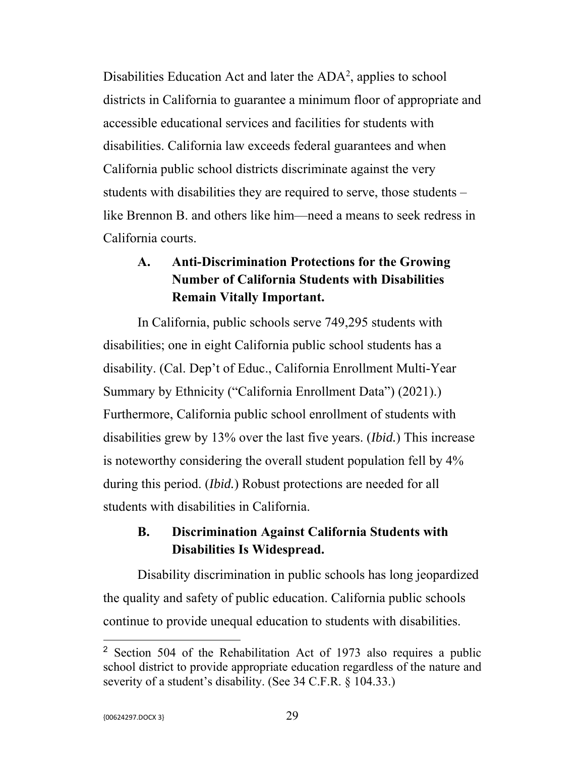Disabilities Education Act and later the ADA[2], applies to school districts in California to guarantee a minimum floor of appropriate and accessible educational services and facilities for students with disabilities. California law exceeds federal guarantees and when California public school districts discriminate against the very students with disabilities they are required to serve, those students – like Brennon B. and others like him—need a means to seek redress in California courts.

### A. Anti-Discrimination Protections for the Growing Number of California Students with Disabilities Remain Vitally Important.

In California, public schools serve 749,295 students with disabilities; one in eight California public school students has a disability. (Cal. Dep't of Educ., California Enrollment Multi-Year Summary by Ethnicity ("California Enrollment Data") (2021).) Furthermore, California public school enrollment of students with disabilities grew by 13% over the last five years. (*Ibid.*) This increase is noteworthy considering the overall student population fell by 4% during this period. (*Ibid.*) Robust protections are needed for all students with disabilities in California.

### B. Discrimination Against California Students with Disabilities Is Widespread.

Disability discrimination in public schools has long jeopardized the quality and safety of public education. California public schools continue to provide unequal education to students with disabilities.

---

[2] Section 504 of the Rehabilitation Act of 1973 also requires a public school district to provide appropriate education regardless of the nature and severity of a student's disability. (See 34 C.F.R. § 104.33.)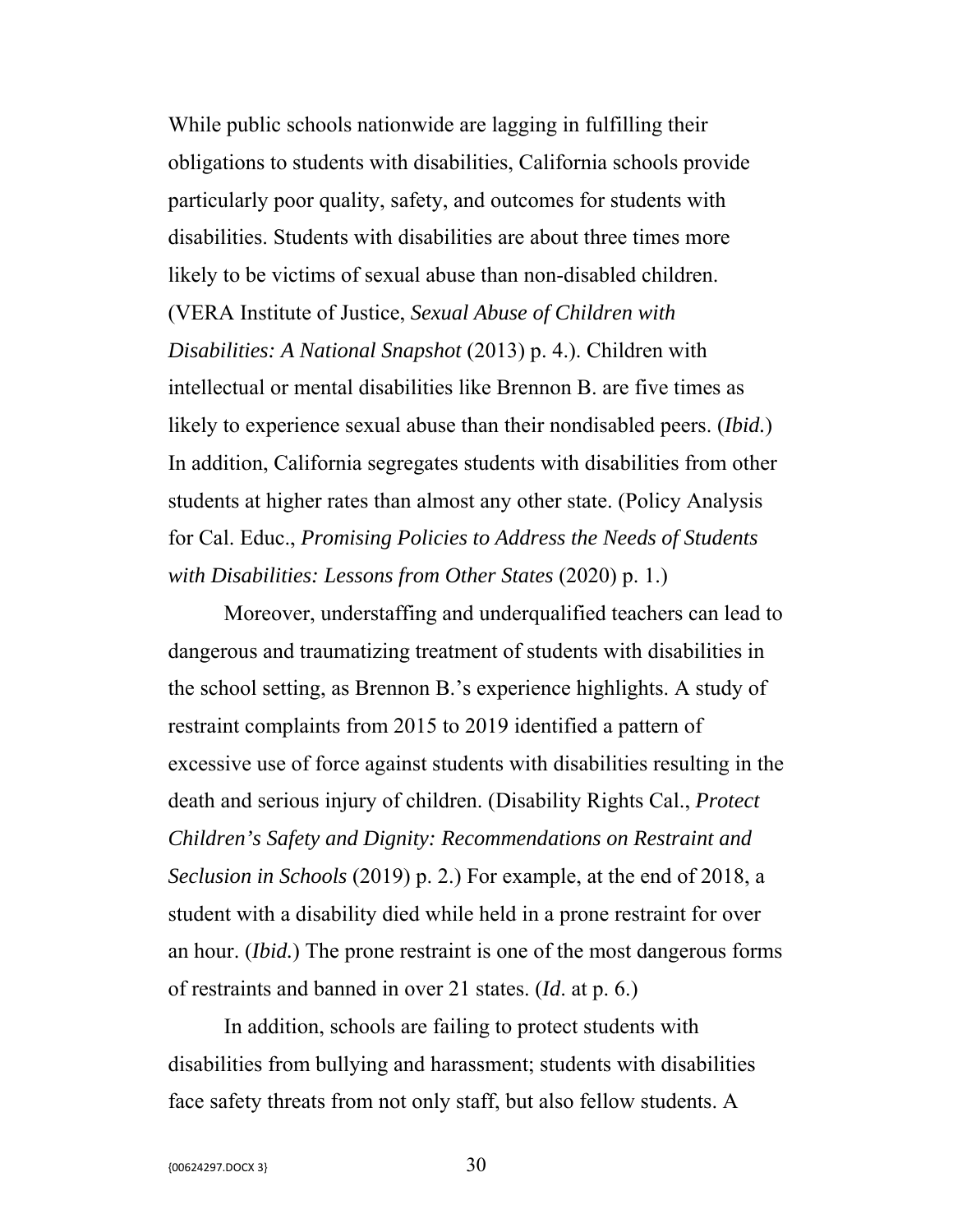While public schools nationwide are lagging in fulfilling their obligations to students with disabilities, California schools provide particularly poor quality, safety, and outcomes for students with disabilities. Students with disabilities are about three times more likely to be victims of sexual abuse than non-disabled children. (VERA Institute of Justice, *Sexual Abuse of Children with Disabilities: A National Snapshot* (2013) p. 4.). Children with intellectual or mental disabilities like Brennon B. are five times as likely to experience sexual abuse than their nondisabled peers. (*Ibid.*) In addition, California segregates students with disabilities from other students at higher rates than almost any other state. (Policy Analysis for Cal. Educ., *Promising Policies to Address the Needs of Students with Disabilities: Lessons from Other States* (2020) p. 1.)

Moreover, understaffing and underqualified teachers can lead to dangerous and traumatizing treatment of students with disabilities in the school setting, as Brennon B.'s experience highlights. A study of restraint complaints from 2015 to 2019 identified a pattern of excessive use of force against students with disabilities resulting in the death and serious injury of children. (Disability Rights Cal., *Protect Children's Safety and Dignity: Recommendations on Restraint and Seclusion in Schools* (2019) p. 2.) For example, at the end of 2018, a student with a disability died while held in a prone restraint for over an hour. (*Ibid.*) The prone restraint is one of the most dangerous forms of restraints and banned in over 21 states. (*Id*. at p. 6.)

In addition, schools are failing to protect students with disabilities from bullying and harassment; students with disabilities face safety threats from not only staff, but also fellow students. A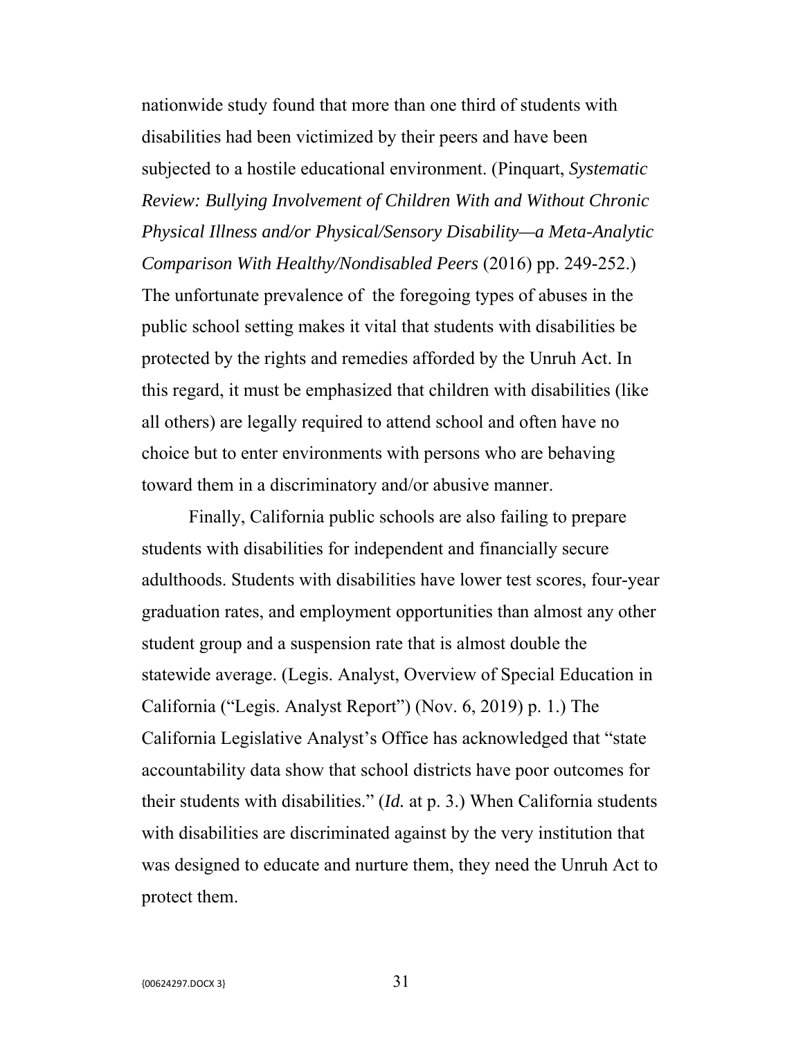nationwide study found that more than one third of students with disabilities had been victimized by their peers and have been subjected to a hostile educational environment. (Pinquart, *Systematic Review: Bullying Involvement of Children With and Without Chronic Physical Illness and/or Physical/Sensory Disability—a Meta-Analytic Comparison With Healthy/Nondisabled Peers* (2016) pp. 249-252.) The unfortunate prevalence of the foregoing types of abuses in the public school setting makes it vital that students with disabilities be protected by the rights and remedies afforded by the Unruh Act. In this regard, it must be emphasized that children with disabilities (like all others) are legally required to attend school and often have no choice but to enter environments with persons who are behaving toward them in a discriminatory and/or abusive manner.

Finally, California public schools are also failing to prepare students with disabilities for independent and financially secure adulthoods. Students with disabilities have lower test scores, four-year graduation rates, and employment opportunities than almost any other student group and a suspension rate that is almost double the statewide average. (Legis. Analyst, Overview of Special Education in California ("Legis. Analyst Report") (Nov. 6, 2019) p. 1.) The California Legislative Analyst's Office has acknowledged that "state accountability data show that school districts have poor outcomes for their students with disabilities." (*Id.* at p. 3.) When California students with disabilities are discriminated against by the very institution that was designed to educate and nurture them, they need the Unruh Act to protect them.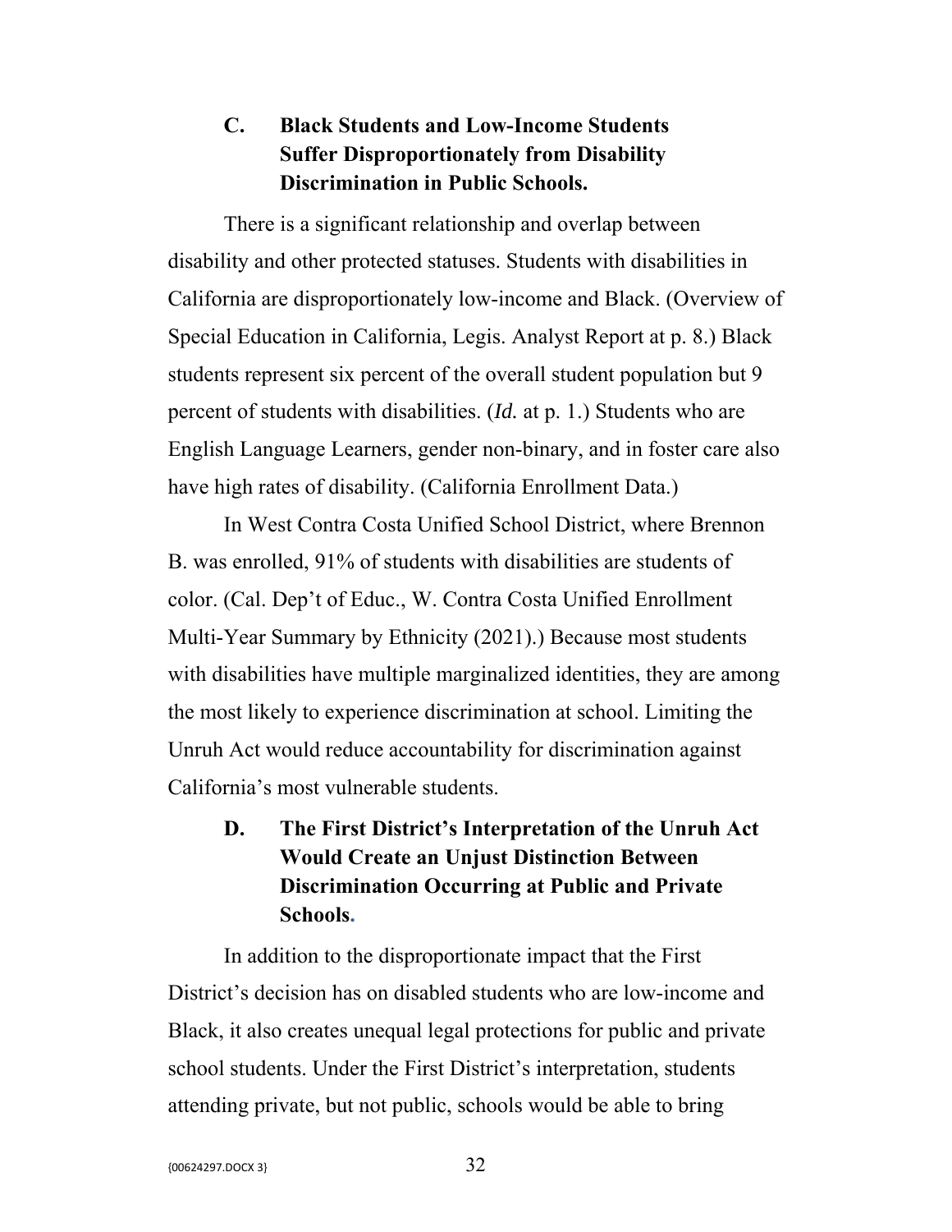### C. Black Students and Low-Income Students Suffer Disproportionately from Disability Discrimination in Public Schools.

There is a significant relationship and overlap between disability and other protected statuses. Students with disabilities in California are disproportionately low-income and Black. (Overview of Special Education in California, Legis. Analyst Report at p. 8.) Black students represent six percent of the overall student population but 9 percent of students with disabilities. (*Id.* at p. 1.) Students who are English Language Learners, gender non-binary, and in foster care also have high rates of disability. (California Enrollment Data.)

In West Contra Costa Unified School District, where Brennon B. was enrolled, 91% of students with disabilities are students of color. (Cal. Dep't of Educ., W. Contra Costa Unified Enrollment Multi-Year Summary by Ethnicity (2021).) Because most students with disabilities have multiple marginalized identities, they are among the most likely to experience discrimination at school. Limiting the Unruh Act would reduce accountability for discrimination against California's most vulnerable students.

### D. The First District's Interpretation of the Unruh Act Would Create an Unjust Distinction Between Discrimination Occurring at Public and Private Schools.

In addition to the disproportionate impact that the First District's decision has on disabled students who are low-income and Black, it also creates unequal legal protections for public and private school students. Under the First District's interpretation, students attending private, but not public, schools would be able to bring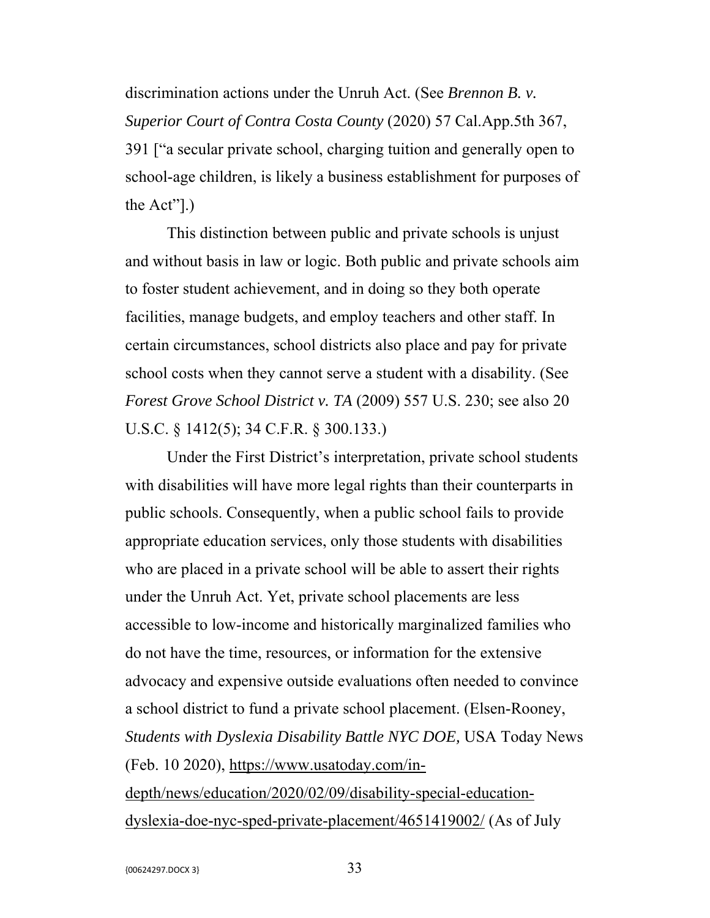discrimination actions under the Unruh Act. (See *Brennon B. v. Superior Court of Contra Costa County* (2020) 57 Cal.App.5th 367, 391 ["a secular private school, charging tuition and generally open to school-age children, is likely a business establishment for purposes of the Act"].)

This distinction between public and private schools is unjust and without basis in law or logic. Both public and private schools aim to foster student achievement, and in doing so they both operate facilities, manage budgets, and employ teachers and other staff. In certain circumstances, school districts also place and pay for private school costs when they cannot serve a student with a disability. (See *Forest Grove School District v. TA* (2009) 557 U.S. 230; see also 20 U.S.C. § 1412(5); 34 C.F.R. § 300.133.)

Under the First District's interpretation, private school students with disabilities will have more legal rights than their counterparts in public schools. Consequently, when a public school fails to provide appropriate education services, only those students with disabilities who are placed in a private school will be able to assert their rights under the Unruh Act. Yet, private school placements are less accessible to low-income and historically marginalized families who do not have the time, resources, or information for the extensive advocacy and expensive outside evaluations often needed to convince a school district to fund a private school placement. (Elsen-Rooney, *Students with Dyslexia Disability Battle NYC DOE,* USA Today News (Feb. 10 2020), https://www.usatoday.com/in-depth/news/education/2020/02/09/disability-special-education-dyslexia-doe-nyc-sped-private-placement/4651419002/ (As of July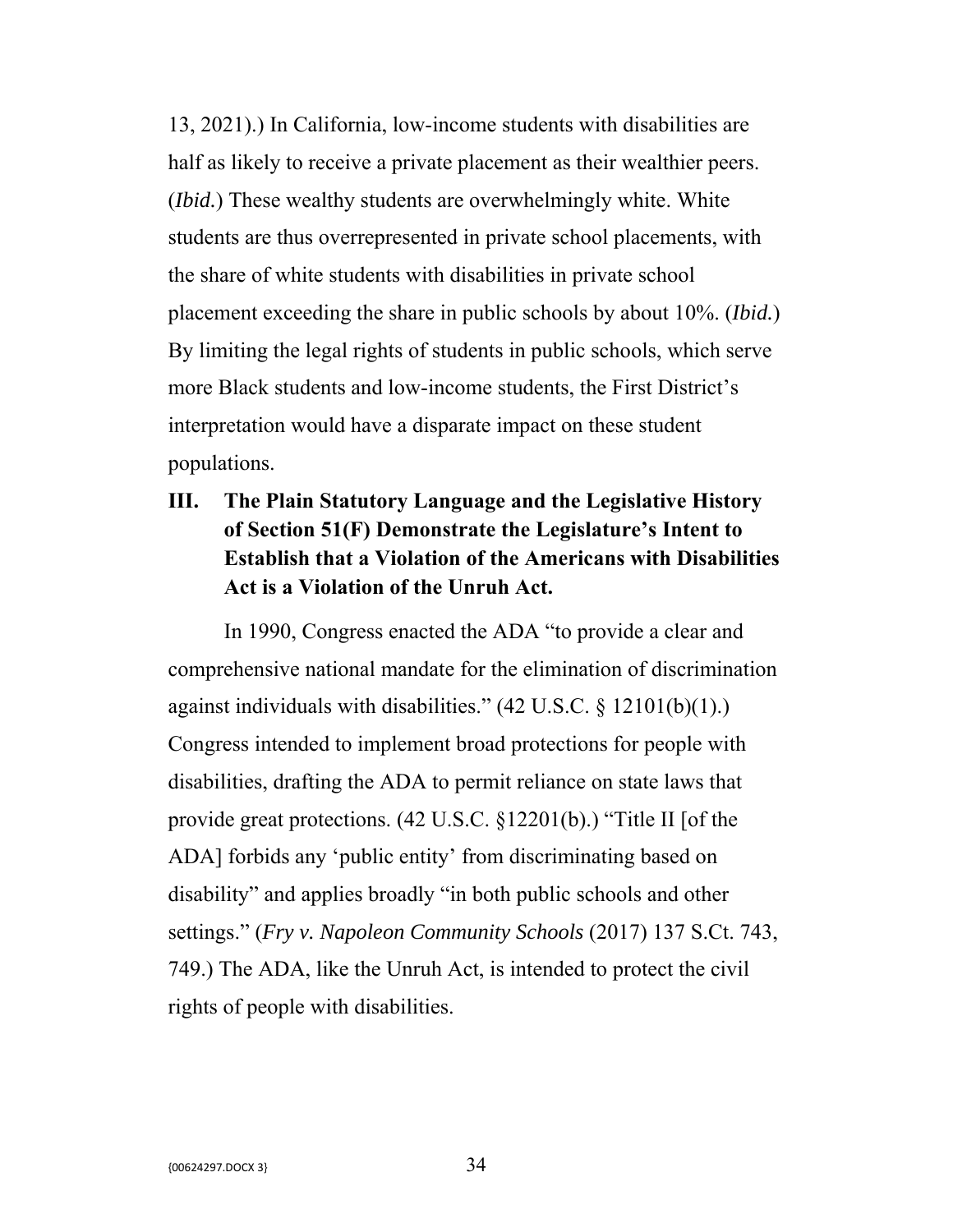13, 2021).) In California, low-income students with disabilities are half as likely to receive a private placement as their wealthier peers. (*Ibid.*) These wealthy students are overwhelmingly white. White students are thus overrepresented in private school placements, with the share of white students with disabilities in private school placement exceeding the share in public schools by about 10%. (*Ibid.*) By limiting the legal rights of students in public schools, which serve more Black students and low-income students, the First District's interpretation would have a disparate impact on these student populations.

## III. The Plain Statutory Language and the Legislative History of Section 51(F) Demonstrate the Legislature's Intent to Establish that a Violation of the Americans with Disabilities Act is a Violation of the Unruh Act.

In 1990, Congress enacted the ADA "to provide a clear and comprehensive national mandate for the elimination of discrimination against individuals with disabilities." (42 U.S.C. § 12101(b)(1).) Congress intended to implement broad protections for people with disabilities, drafting the ADA to permit reliance on state laws that provide great protections. (42 U.S.C. §12201(b).) "Title II [of the ADA] forbids any 'public entity' from discriminating based on disability" and applies broadly "in both public schools and other settings." (*Fry v. Napoleon Community Schools* (2017) 137 S.Ct. 743, 749.) The ADA, like the Unruh Act, is intended to protect the civil rights of people with disabilities.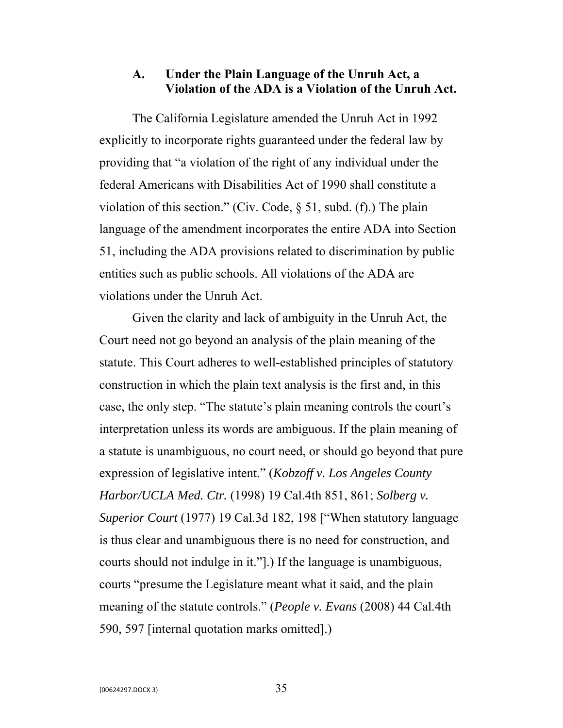### A. Under the Plain Language of the Unruh Act, a Violation of the ADA is a Violation of the Unruh Act.

The California Legislature amended the Unruh Act in 1992 explicitly to incorporate rights guaranteed under the federal law by providing that "a violation of the right of any individual under the federal Americans with Disabilities Act of 1990 shall constitute a violation of this section." (Civ. Code, § 51, subd. (f).) The plain language of the amendment incorporates the entire ADA into Section 51, including the ADA provisions related to discrimination by public entities such as public schools. All violations of the ADA are violations under the Unruh Act.

Given the clarity and lack of ambiguity in the Unruh Act, the Court need not go beyond an analysis of the plain meaning of the statute. This Court adheres to well-established principles of statutory construction in which the plain text analysis is the first and, in this case, the only step. "The statute's plain meaning controls the court's interpretation unless its words are ambiguous. If the plain meaning of a statute is unambiguous, no court need, or should go beyond that pure expression of legislative intent." (*Kobzoff v. Los Angeles County Harbor/UCLA Med. Ctr.* (1998) 19 Cal.4th 851, 861; *Solberg v. Superior Court* (1977) 19 Cal.3d 182, 198 ["When statutory language is thus clear and unambiguous there is no need for construction, and courts should not indulge in it."].) If the language is unambiguous, courts "presume the Legislature meant what it said, and the plain meaning of the statute controls." (*People v. Evans* (2008) 44 Cal.4th 590, 597 [internal quotation marks omitted].)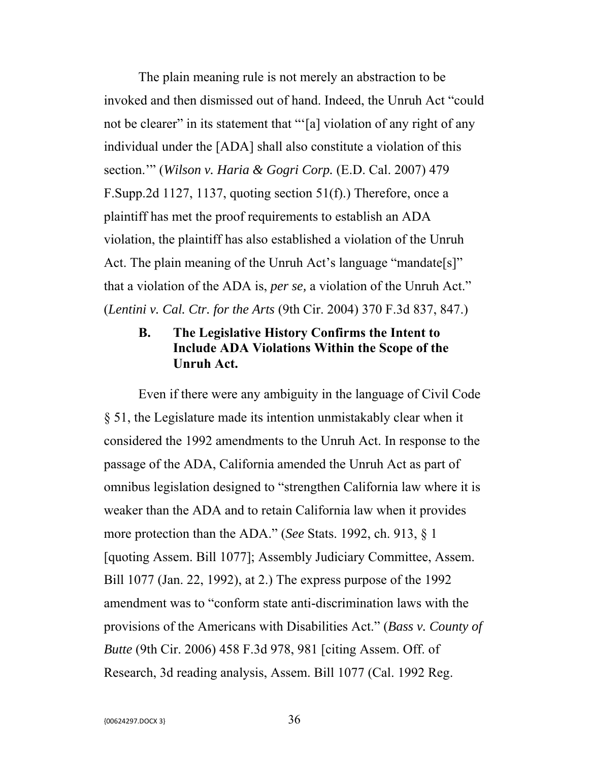The plain meaning rule is not merely an abstraction to be invoked and then dismissed out of hand. Indeed, the Unruh Act "could not be clearer" in its statement that "'[a] violation of any right of any individual under the [ADA] shall also constitute a violation of this section.'" (*Wilson v. Haria & Gogri Corp.* (E.D. Cal. 2007) 479 F.Supp.2d 1127, 1137, quoting section 51(f).) Therefore, once a plaintiff has met the proof requirements to establish an ADA violation, the plaintiff has also established a violation of the Unruh Act. The plain meaning of the Unruh Act's language "mandate[s]" that a violation of the ADA is, *per se,* a violation of the Unruh Act." (*Lentini v. Cal. Ctr. for the Arts* (9th Cir. 2004) 370 F.3d 837, 847.)

### B. The Legislative History Confirms the Intent to Include ADA Violations Within the Scope of the Unruh Act.

Even if there were any ambiguity in the language of Civil Code § 51, the Legislature made its intention unmistakably clear when it considered the 1992 amendments to the Unruh Act. In response to the passage of the ADA, California amended the Unruh Act as part of omnibus legislation designed to "strengthen California law where it is weaker than the ADA and to retain California law when it provides more protection than the ADA." (*See* Stats. 1992, ch. 913, § 1 [quoting Assem. Bill 1077]; Assembly Judiciary Committee, Assem. Bill 1077 (Jan. 22, 1992), at 2.) The express purpose of the 1992 amendment was to "conform state anti-discrimination laws with the provisions of the Americans with Disabilities Act." (*Bass v. County of Butte* (9th Cir. 2006) 458 F.3d 978, 981 [citing Assem. Off. of Research, 3d reading analysis, Assem. Bill 1077 (Cal. 1992 Reg.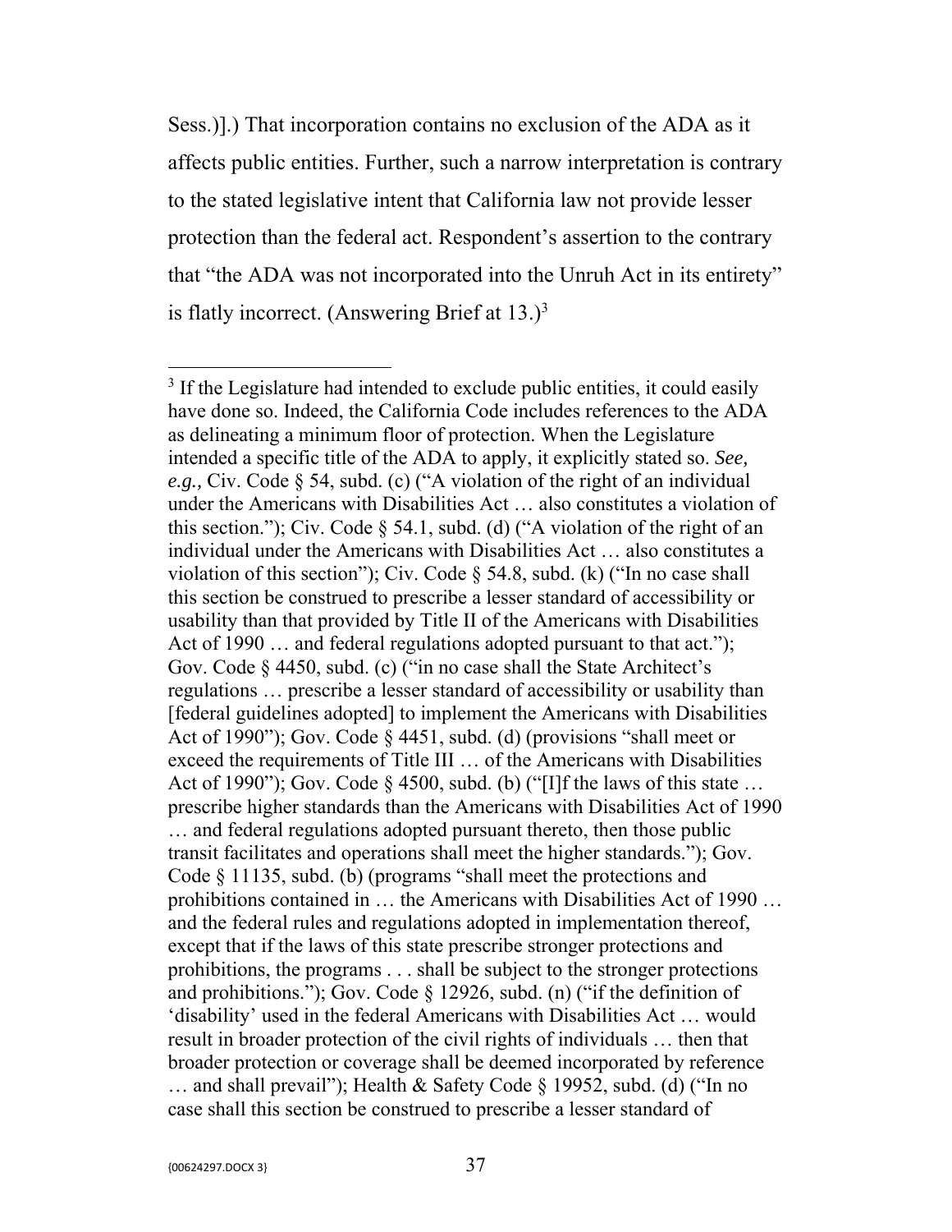Sess.)].) That incorporation contains no exclusion of the ADA as it affects public entities. Further, such a narrow interpretation is contrary to the stated legislative intent that California law not provide lesser protection than the federal act. Respondent's assertion to the contrary that "the ADA was not incorporated into the Unruh Act in its entirety" is flatly incorrect. (Answering Brief at 13.)[3]

---

[3] If the Legislature had intended to exclude public entities, it could easily have done so. Indeed, the California Code includes references to the ADA as delineating a minimum floor of protection. When the Legislature intended a specific title of the ADA to apply, it explicitly stated so. *See, e.g.,* Civ. Code § 54, subd. (c) ("A violation of the right of an individual under the Americans with Disabilities Act … also constitutes a violation of this section."); Civ. Code § 54.1, subd. (d) ("A violation of the right of an individual under the Americans with Disabilities Act … also constitutes a violation of this section"); Civ. Code § 54.8, subd. (k) ("In no case shall this section be construed to prescribe a lesser standard of accessibility or usability than that provided by Title II of the Americans with Disabilities Act of 1990 … and federal regulations adopted pursuant to that act."); Gov. Code § 4450, subd. (c) ("in no case shall the State Architect's regulations … prescribe a lesser standard of accessibility or usability than [federal guidelines adopted] to implement the Americans with Disabilities Act of 1990"); Gov. Code § 4451, subd. (d) (provisions "shall meet or exceed the requirements of Title III … of the Americans with Disabilities Act of 1990"); Gov. Code § 4500, subd. (b) ("[I]f the laws of this state … prescribe higher standards than the Americans with Disabilities Act of 1990 … and federal regulations adopted pursuant thereto, then those public transit facilitates and operations shall meet the higher standards."); Gov. Code § 11135, subd. (b) (programs "shall meet the protections and prohibitions contained in … the Americans with Disabilities Act of 1990 … and the federal rules and regulations adopted in implementation thereof, except that if the laws of this state prescribe stronger protections and prohibitions, the programs . . . shall be subject to the stronger protections and prohibitions."); Gov. Code § 12926, subd. (n) ("if the definition of 'disability' used in the federal Americans with Disabilities Act … would result in broader protection of the civil rights of individuals … then that broader protection or coverage shall be deemed incorporated by reference … and shall prevail"); Health & Safety Code § 19952, subd. (d) ("In no case shall this section be construed to prescribe a lesser standard of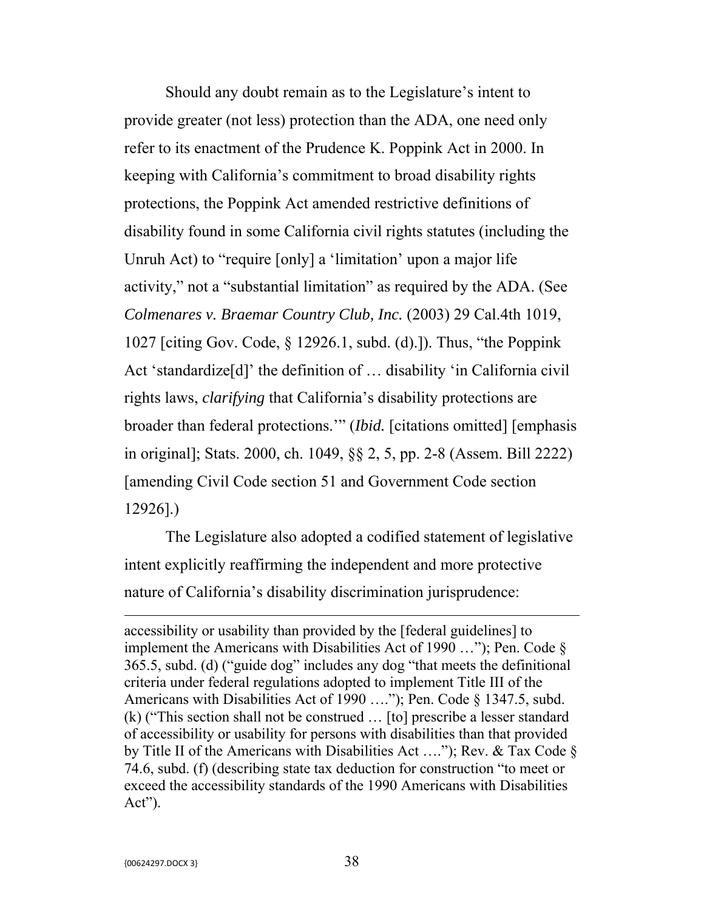Should any doubt remain as to the Legislature's intent to provide greater (not less) protection than the ADA, one need only refer to its enactment of the Prudence K. Poppink Act in 2000. In keeping with California's commitment to broad disability rights protections, the Poppink Act amended restrictive definitions of disability found in some California civil rights statutes (including the Unruh Act) to "require [only] a 'limitation' upon a major life activity," not a "substantial limitation" as required by the ADA. (See *Colmenares v. Braemar Country Club, Inc.* (2003) 29 Cal.4th 1019, 1027 [citing Gov. Code, § 12926.1, subd. (d).]). Thus, "the Poppink Act 'standardize[d]' the definition of … disability 'in California civil rights laws, *clarifying* that California's disability protections are broader than federal protections.'" (*Ibid.* [citations omitted] [emphasis in original]; Stats. 2000, ch. 1049, §§ 2, 5, pp. 2-8 (Assem. Bill 2222) [amending Civil Code section 51 and Government Code section 12926].)

The Legislature also adopted a codified statement of legislative intent explicitly reaffirming the independent and more protective nature of California's disability discrimination jurisprudence:

---

accessibility or usability than provided by the [federal guidelines] to implement the Americans with Disabilities Act of 1990 …"); Pen. Code § 365.5, subd. (d) ("guide dog" includes any dog "that meets the definitional criteria under federal regulations adopted to implement Title III of the Americans with Disabilities Act of 1990 …."); Pen. Code § 1347.5, subd. (k) ("This section shall not be construed … [to] prescribe a lesser standard of accessibility or usability for persons with disabilities than that provided by Title II of the Americans with Disabilities Act …."); Rev. & Tax Code § 74.6, subd. (f) (describing state tax deduction for construction "to meet or exceed the accessibility standards of the 1990 Americans with Disabilities Act").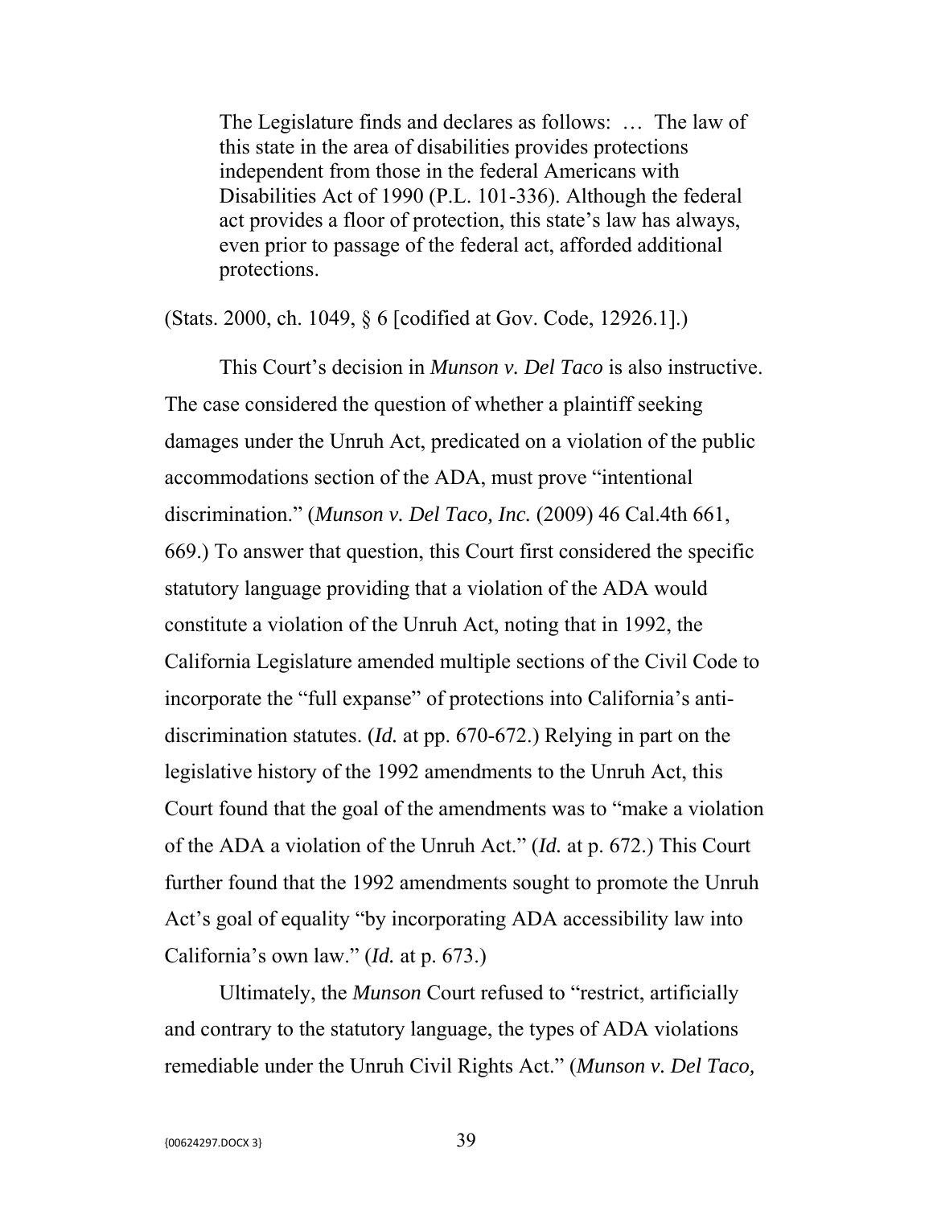> The Legislature finds and declares as follows: … The law of this state in the area of disabilities provides protections independent from those in the federal Americans with Disabilities Act of 1990 (P.L. 101-336). Although the federal act provides a floor of protection, this state's law has always, even prior to passage of the federal act, afforded additional protections.

(Stats. 2000, ch. 1049, § 6 [codified at Gov. Code, 12926.1].)

This Court's decision in *Munson v. Del Taco* is also instructive. The case considered the question of whether a plaintiff seeking damages under the Unruh Act, predicated on a violation of the public accommodations section of the ADA, must prove "intentional discrimination." (*Munson v. Del Taco, Inc.* (2009) 46 Cal.4th 661, 669.) To answer that question, this Court first considered the specific statutory language providing that a violation of the ADA would constitute a violation of the Unruh Act, noting that in 1992, the California Legislature amended multiple sections of the Civil Code to incorporate the "full expanse" of protections into California's anti-discrimination statutes. (*Id.* at pp. 670-672.) Relying in part on the legislative history of the 1992 amendments to the Unruh Act, this Court found that the goal of the amendments was to "make a violation of the ADA a violation of the Unruh Act." (*Id.* at p. 672.) This Court further found that the 1992 amendments sought to promote the Unruh Act's goal of equality "by incorporating ADA accessibility law into California's own law." (*Id.* at p. 673.)

Ultimately, the *Munson* Court refused to "restrict, artificially and contrary to the statutory language, the types of ADA violations remediable under the Unruh Civil Rights Act." (*Munson v. Del Taco,*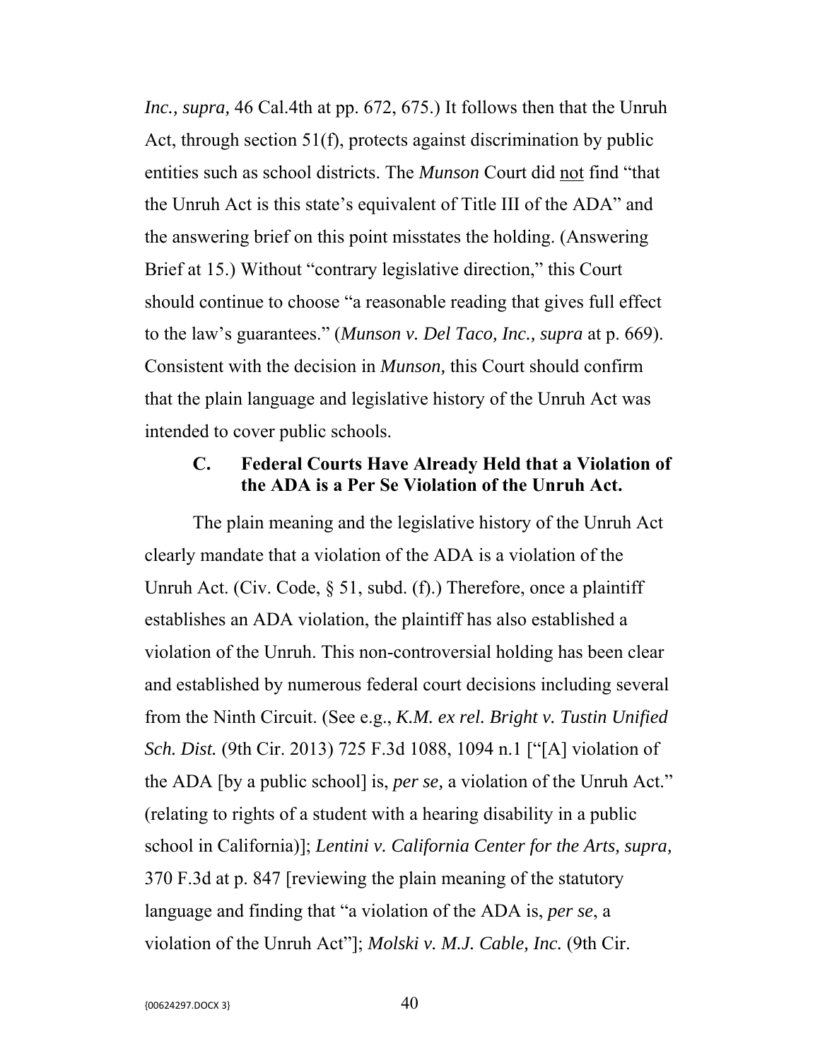*Inc., supra,* 46 Cal.4th at pp. 672, 675.) It follows then that the Unruh Act, through section 51(f), protects against discrimination by public entities such as school districts. The *Munson* Court did <u>not</u> find "that the Unruh Act is this state's equivalent of Title III of the ADA" and the answering brief on this point misstates the holding. (Answering Brief at 15.) Without "contrary legislative direction," this Court should continue to choose "a reasonable reading that gives full effect to the law's guarantees." (*Munson v. Del Taco, Inc., supra* at p. 669). Consistent with the decision in *Munson,* this Court should confirm that the plain language and legislative history of the Unruh Act was intended to cover public schools.

### C. Federal Courts Have Already Held that a Violation of the ADA is a Per Se Violation of the Unruh Act.

The plain meaning and the legislative history of the Unruh Act clearly mandate that a violation of the ADA is a violation of the Unruh Act. (Civ. Code, § 51, subd. (f).) Therefore, once a plaintiff establishes an ADA violation, the plaintiff has also established a violation of the Unruh. This non-controversial holding has been clear and established by numerous federal court decisions including several from the Ninth Circuit. (See e.g., *K.M. ex rel. Bright v. Tustin Unified Sch. Dist.* (9th Cir. 2013) 725 F.3d 1088, 1094 n.1 ["[A] violation of the ADA [by a public school] is, *per se,* a violation of the Unruh Act." (relating to rights of a student with a hearing disability in a public school in California)]; *Lentini v. California Center for the Arts, supra,* 370 F.3d at p. 847 [reviewing the plain meaning of the statutory language and finding that "a violation of the ADA is, *per se*, a violation of the Unruh Act"]; *Molski v. M.J. Cable, Inc.* (9th Cir.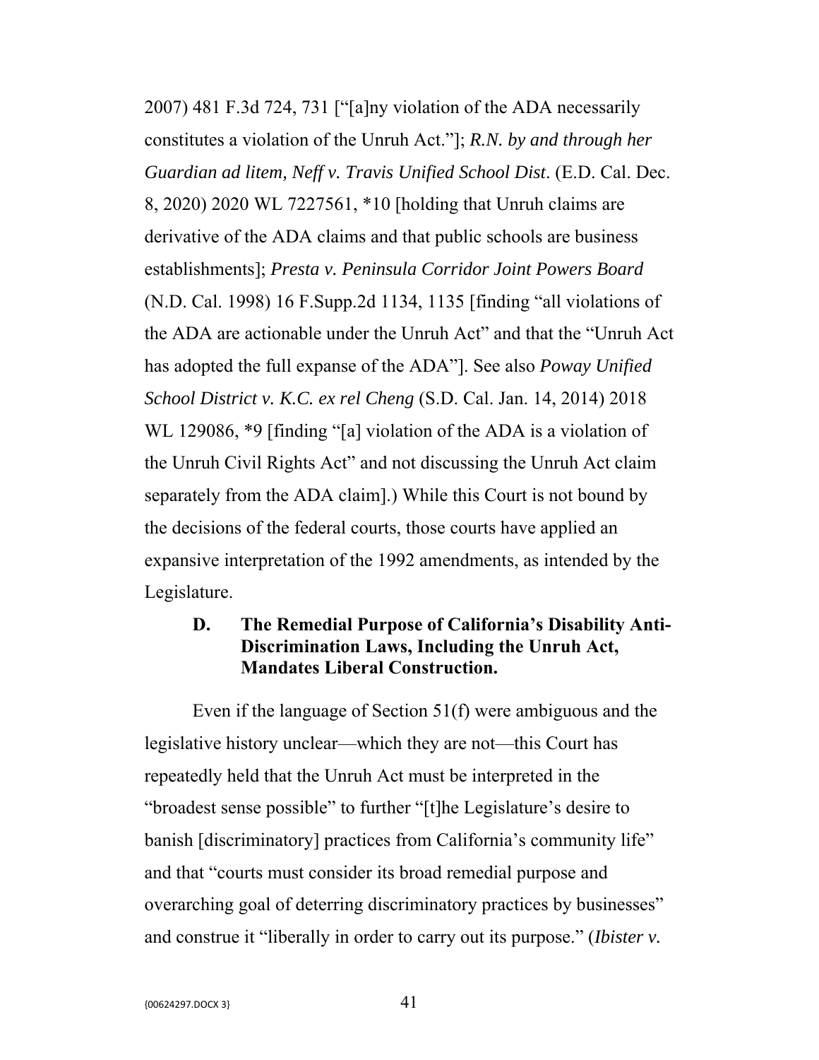2007) 481 F.3d 724, 731 ["[a]ny violation of the ADA necessarily constitutes a violation of the Unruh Act."]; *R.N. by and through her Guardian ad litem, Neff v. Travis Unified School Dist*. (E.D. Cal. Dec. 8, 2020) 2020 WL 7227561, *10 [holding that Unruh claims are derivative of the ADA claims and that public schools are business establishments]; *Presta v. Peninsula Corridor Joint Powers Board* (N.D. Cal. 1998) 16 F.Supp.2d 1134, 1135 [finding "all violations of the ADA are actionable under the Unruh Act" and that the "Unruh Act has adopted the full expanse of the ADA"]. See also *Poway Unified School District v. K.C. ex rel Cheng* (S.D. Cal. Jan. 14, 2014) 2018 WL 129086, *9 [finding "[a] violation of the ADA is a violation of the Unruh Civil Rights Act" and not discussing the Unruh Act claim separately from the ADA claim].) While this Court is not bound by the decisions of the federal courts, those courts have applied an expansive interpretation of the 1992 amendments, as intended by the Legislature.

### D. The Remedial Purpose of California's Disability Anti-Discrimination Laws, Including the Unruh Act, Mandates Liberal Construction.

Even if the language of Section 51(f) were ambiguous and the legislative history unclear—which they are not—this Court has repeatedly held that the Unruh Act must be interpreted in the "broadest sense possible" to further "[t]he Legislature's desire to banish [discriminatory] practices from California's community life" and that "courts must consider its broad remedial purpose and overarching goal of deterring discriminatory practices by businesses" and construe it "liberally in order to carry out its purpose." (*Ibister v.*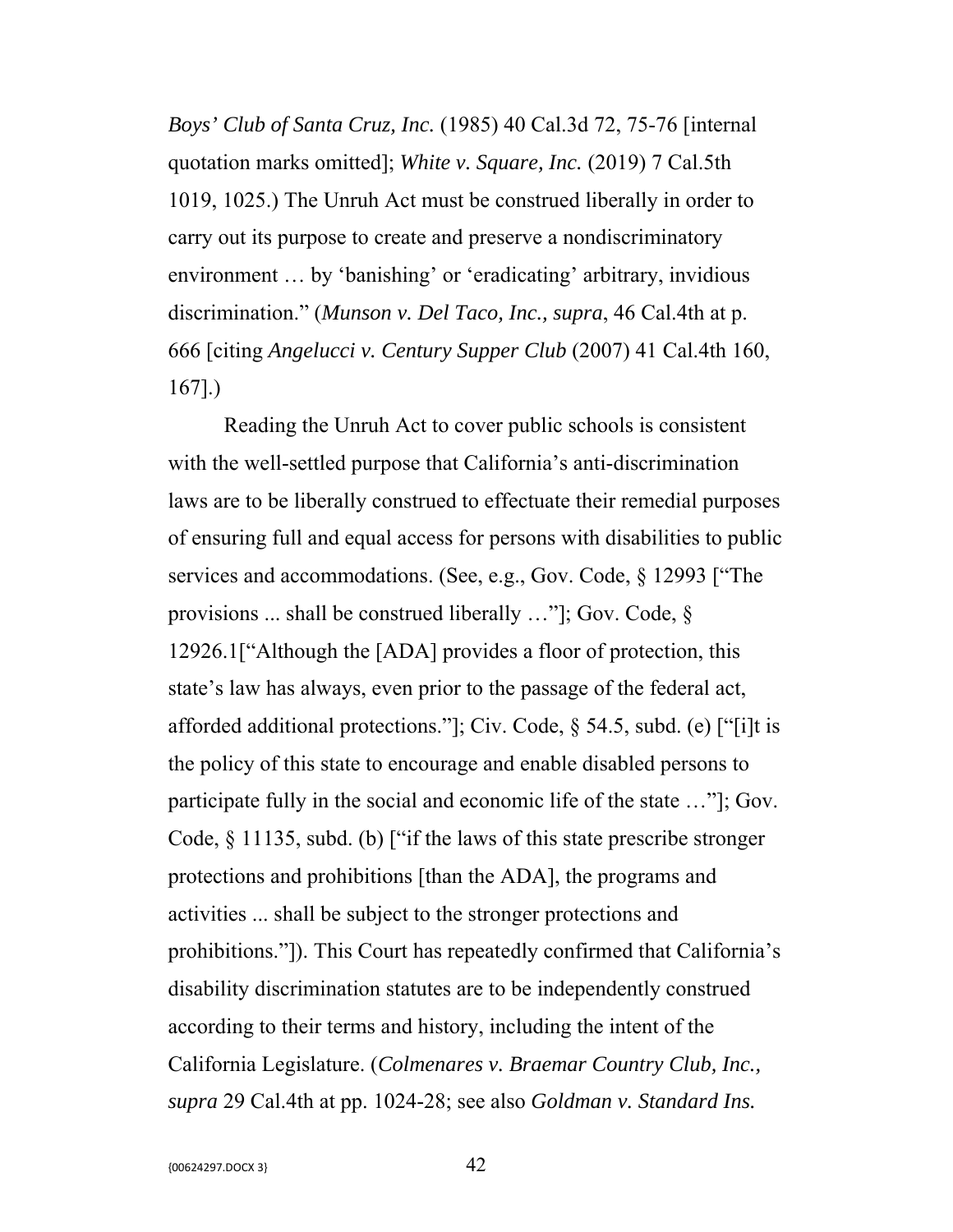*Boys' Club of Santa Cruz, Inc.* (1985) 40 Cal.3d 72, 75-76 [internal quotation marks omitted]; *White v. Square, Inc.* (2019) 7 Cal.5th 1019, 1025.) The Unruh Act must be construed liberally in order to carry out its purpose to create and preserve a nondiscriminatory environment … by 'banishing' or 'eradicating' arbitrary, invidious discrimination." (*Munson v. Del Taco, Inc., supra*, 46 Cal.4th at p. 666 [citing *Angelucci v. Century Supper Club* (2007) 41 Cal.4th 160, 167].)

Reading the Unruh Act to cover public schools is consistent with the well-settled purpose that California's anti-discrimination laws are to be liberally construed to effectuate their remedial purposes of ensuring full and equal access for persons with disabilities to public services and accommodations. (See, e.g., Gov. Code, § 12993 ["The provisions ... shall be construed liberally …"]; Gov. Code, § 12926.1["Although the [ADA] provides a floor of protection, this state's law has always, even prior to the passage of the federal act, afforded additional protections."]; Civ. Code, § 54.5, subd. (e) ["[i]t is the policy of this state to encourage and enable disabled persons to participate fully in the social and economic life of the state …"]; Gov. Code, § 11135, subd. (b) ["if the laws of this state prescribe stronger protections and prohibitions [than the ADA], the programs and activities ... shall be subject to the stronger protections and prohibitions."]). This Court has repeatedly confirmed that California's disability discrimination statutes are to be independently construed according to their terms and history, including the intent of the California Legislature. (*Colmenares v. Braemar Country Club, Inc., supra* 29 Cal.4th at pp. 1024-28; see also *Goldman v. Standard Ins.*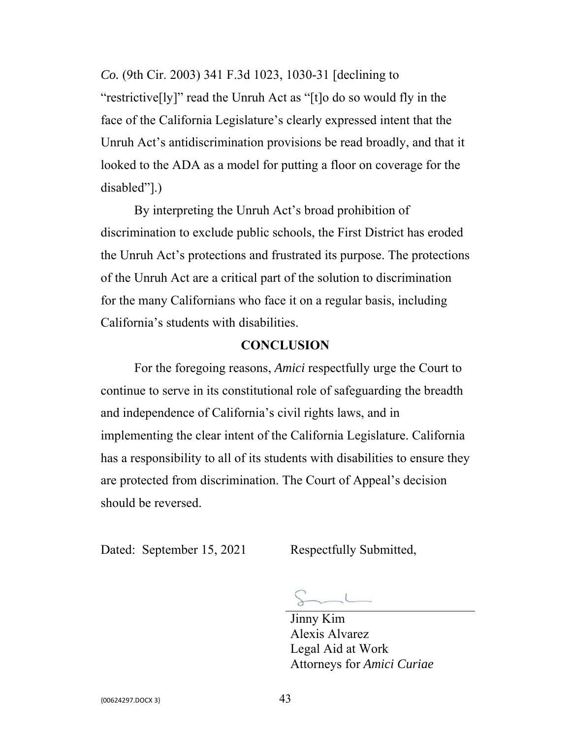*Co.* (9th Cir. 2003) 341 F.3d 1023, 1030-31 [declining to "restrictive[ly]" read the Unruh Act as "[t]o do so would fly in the face of the California Legislature's clearly expressed intent that the Unruh Act's antidiscrimination provisions be read broadly, and that it looked to the ADA as a model for putting a floor on coverage for the disabled"].)

By interpreting the Unruh Act's broad prohibition of discrimination to exclude public schools, the First District has eroded the Unruh Act's protections and frustrated its purpose. The protections of the Unruh Act are a critical part of the solution to discrimination for the many Californians who face it on a regular basis, including California's students with disabilities.

## CONCLUSION

For the foregoing reasons, *Amici* respectfully urge the Court to continue to serve in its constitutional role of safeguarding the breadth and independence of California's civil rights laws, and in implementing the clear intent of the California Legislature. California has a responsibility to all of its students with disabilities to ensure they are protected from discrimination. The Court of Appeal's decision should be reversed.

Dated: September 15, 2021 Respectfully Submitted,

Jinny Kim
Alexis Alvarez
Legal Aid at Work
Attorneys for *Amici Curiae*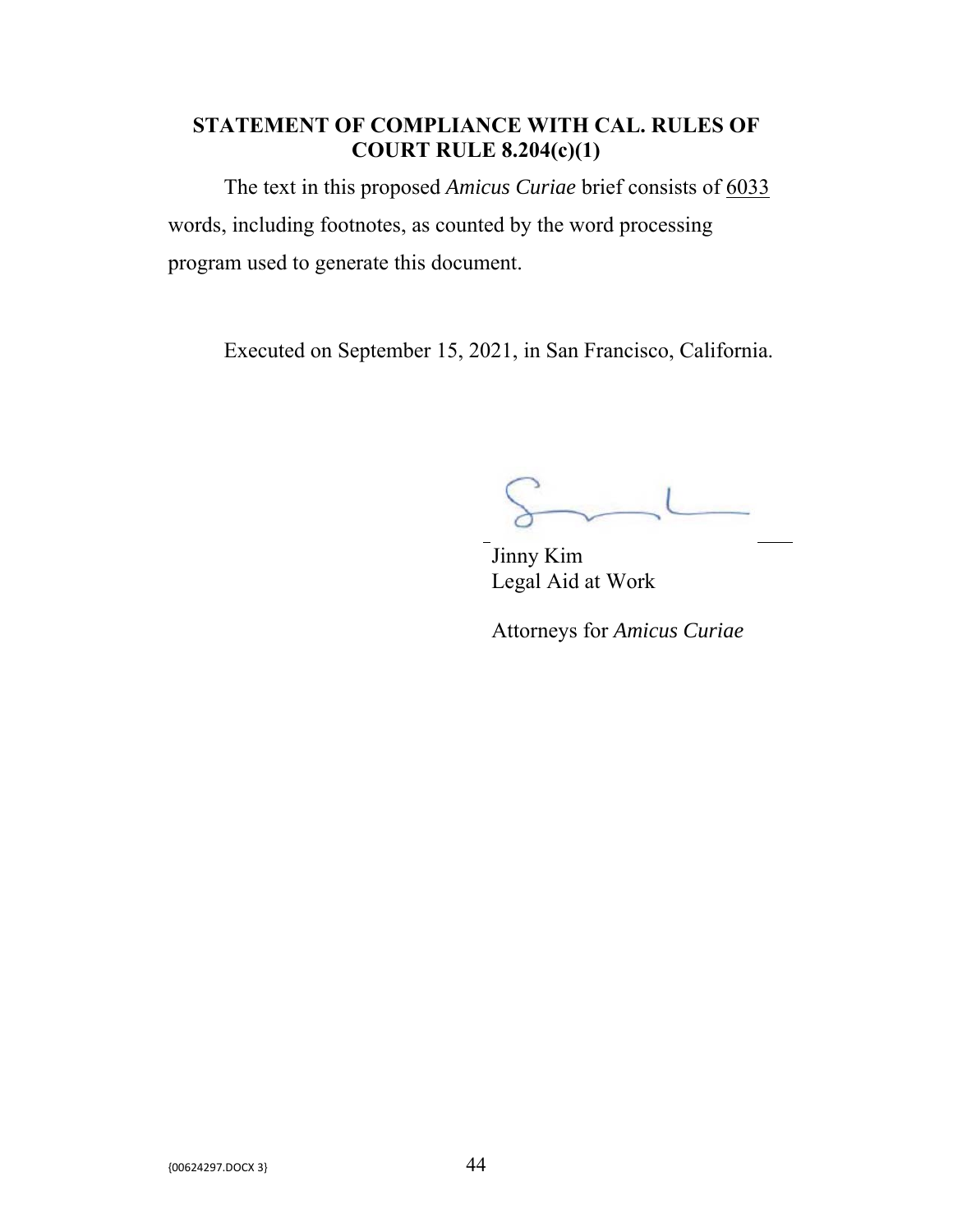## STATEMENT OF COMPLIANCE WITH CAL. RULES OF COURT RULE 8.204(c)(1)

The text in this proposed *Amicus Curiae* brief consists of 6033 words, including footnotes, as counted by the word processing program used to generate this document.

Executed on September 15, 2021, in San Francisco, California.

Jinny Kim
Legal Aid at Work

Attorneys for *Amicus Curiae*

{00624297.DOCX 3}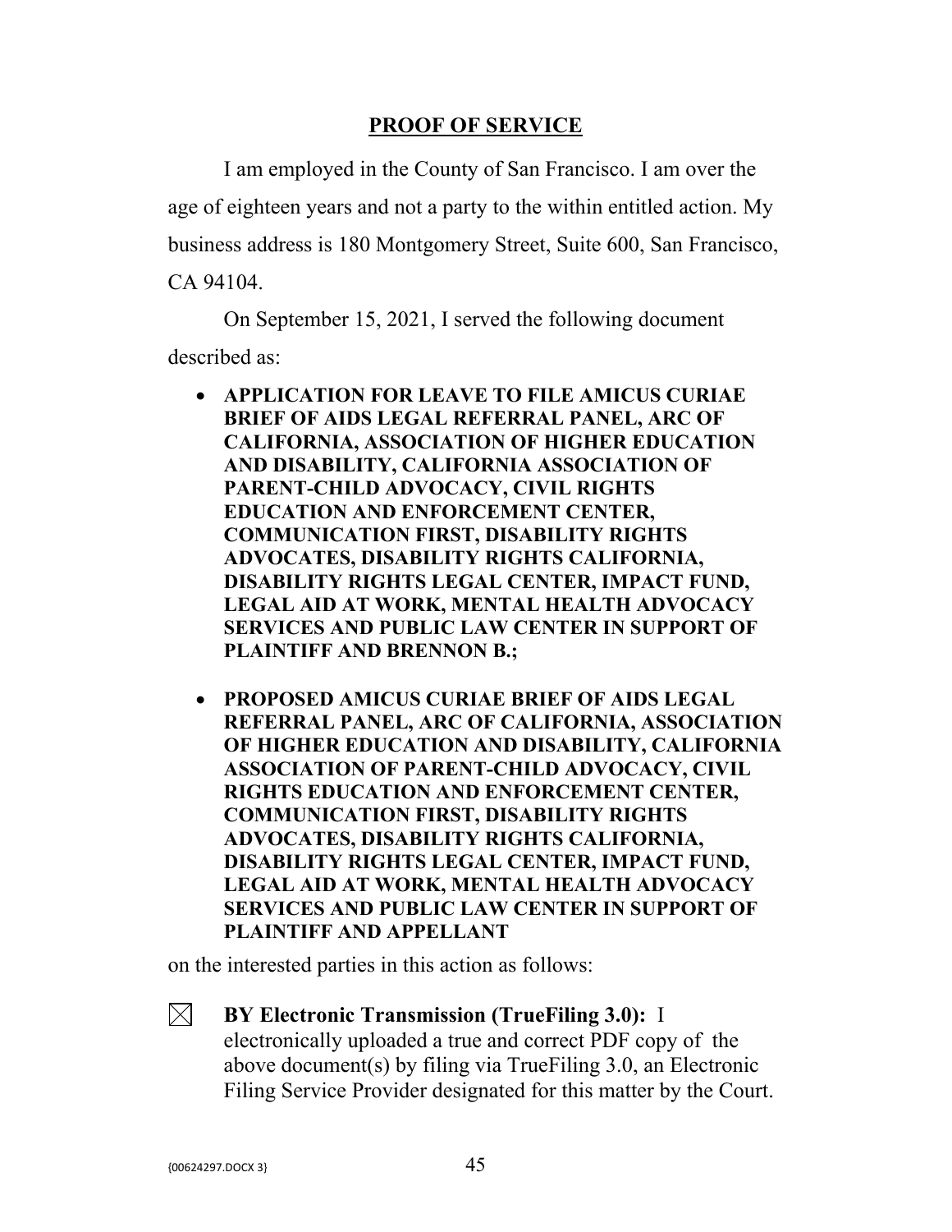## PROOF OF SERVICE

I am employed in the County of San Francisco. I am over the age of eighteen years and not a party to the within entitled action. My business address is 180 Montgomery Street, Suite 600, San Francisco, CA 94104.

On September 15, 2021, I served the following document described as:

- **APPLICATION FOR LEAVE TO FILE AMICUS CURIAE BRIEF OF AIDS LEGAL REFERRAL PANEL, ARC OF CALIFORNIA, ASSOCIATION OF HIGHER EDUCATION AND DISABILITY, CALIFORNIA ASSOCIATION OF PARENT-CHILD ADVOCACY, CIVIL RIGHTS EDUCATION AND ENFORCEMENT CENTER, COMMUNICATION FIRST, DISABILITY RIGHTS ADVOCATES, DISABILITY RIGHTS CALIFORNIA, DISABILITY RIGHTS LEGAL CENTER, IMPACT FUND, LEGAL AID AT WORK, MENTAL HEALTH ADVOCACY SERVICES AND PUBLIC LAW CENTER IN SUPPORT OF PLAINTIFF AND BRENNON B.;**

- **PROPOSED AMICUS CURIAE BRIEF OF AIDS LEGAL REFERRAL PANEL, ARC OF CALIFORNIA, ASSOCIATION OF HIGHER EDUCATION AND DISABILITY, CALIFORNIA ASSOCIATION OF PARENT-CHILD ADVOCACY, CIVIL RIGHTS EDUCATION AND ENFORCEMENT CENTER, COMMUNICATION FIRST, DISABILITY RIGHTS ADVOCATES, DISABILITY RIGHTS CALIFORNIA, DISABILITY RIGHTS LEGAL CENTER, IMPACT FUND, LEGAL AID AT WORK, MENTAL HEALTH ADVOCACY SERVICES AND PUBLIC LAW CENTER IN SUPPORT OF PLAINTIFF AND APPELLANT**

on the interested parties in this action as follows:

☒ **BY Electronic Transmission (TrueFiling 3.0):** I electronically uploaded a true and correct PDF copy of the above document(s) by filing via TrueFiling 3.0, an Electronic Filing Service Provider designated for this matter by the Court.

{00624297.DOCX 3}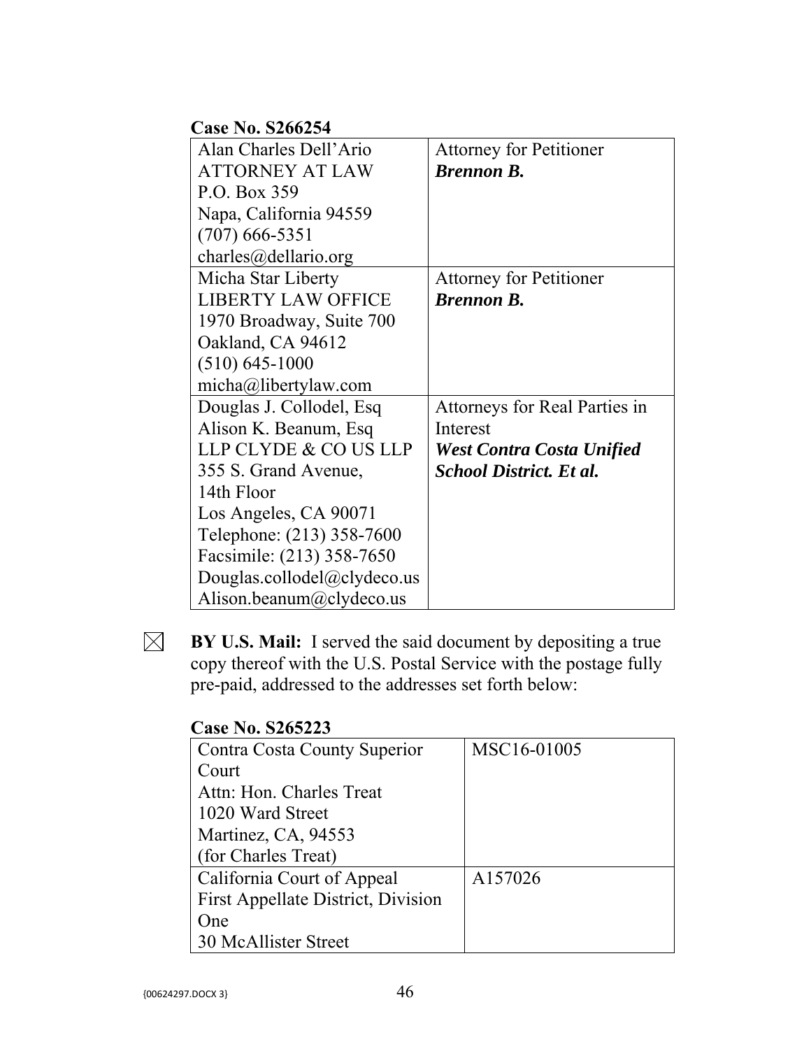**Case No. S266254**

| | |
|---|---|
| Alan Charles Dell'Ario<br>ATTORNEY AT LAW<br>P.O. Box 359<br>Napa, California 94559<br>(707) 666-5351<br>charles@dellario.org | Attorney for Petitioner<br>***Brennon B.*** |
| Micha Star Liberty<br>LIBERTY LAW OFFICE<br>1970 Broadway, Suite 700<br>Oakland, CA 94612<br>(510) 645-1000<br>micha@libertylaw.com | Attorney for Petitioner<br>***Brennon B.*** |
| Douglas J. Collodel, Esq<br>Alison K. Beanum, Esq<br>LLP CLYDE & CO US LLP<br>355 S. Grand Avenue,<br>14th Floor<br>Los Angeles, CA 90071<br>Telephone: (213) 358-7600<br>Facsimile: (213) 358-7650<br>Douglas.collodel@clydeco.us<br>Alison.beanum@clydeco.us | Attorneys for Real Parties in Interest<br>***West Contra Costa Unified School District. Et al.*** |

☒ **BY U.S. Mail:** I served the said document by depositing a true copy thereof with the U.S. Postal Service with the postage fully pre-paid, addressed to the addresses set forth below:

**Case No. S265223**

| | |
|---|---|
| Contra Costa County Superior Court<br>Attn: Hon. Charles Treat<br>1020 Ward Street<br>Martinez, CA, 94553<br>(for Charles Treat) | MSC16-01005 |
| California Court of Appeal<br>First Appellate District, Division One<br>30 McAllister Street | A157026 |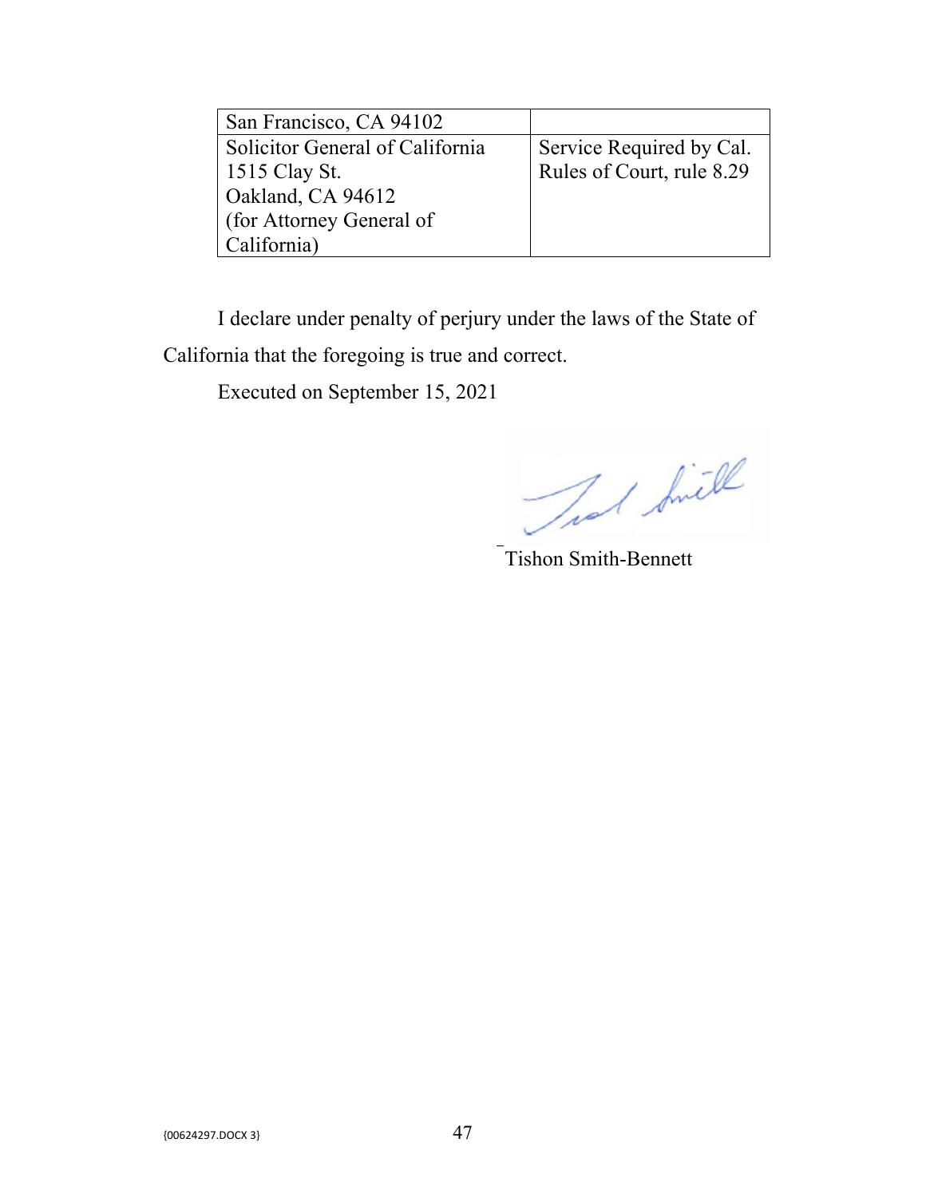| San Francisco, CA 94102 | |
|---|---|
| Solicitor General of California<br>1515 Clay St.<br>Oakland, CA 94612<br>(for Attorney General of California) | Service Required by Cal. Rules of Court, rule 8.29 |

I declare under penalty of perjury under the laws of the State of California that the foregoing is true and correct.

Executed on September 15, 2021

Tishon Smith-Bennett

{00624297.DOCX 3}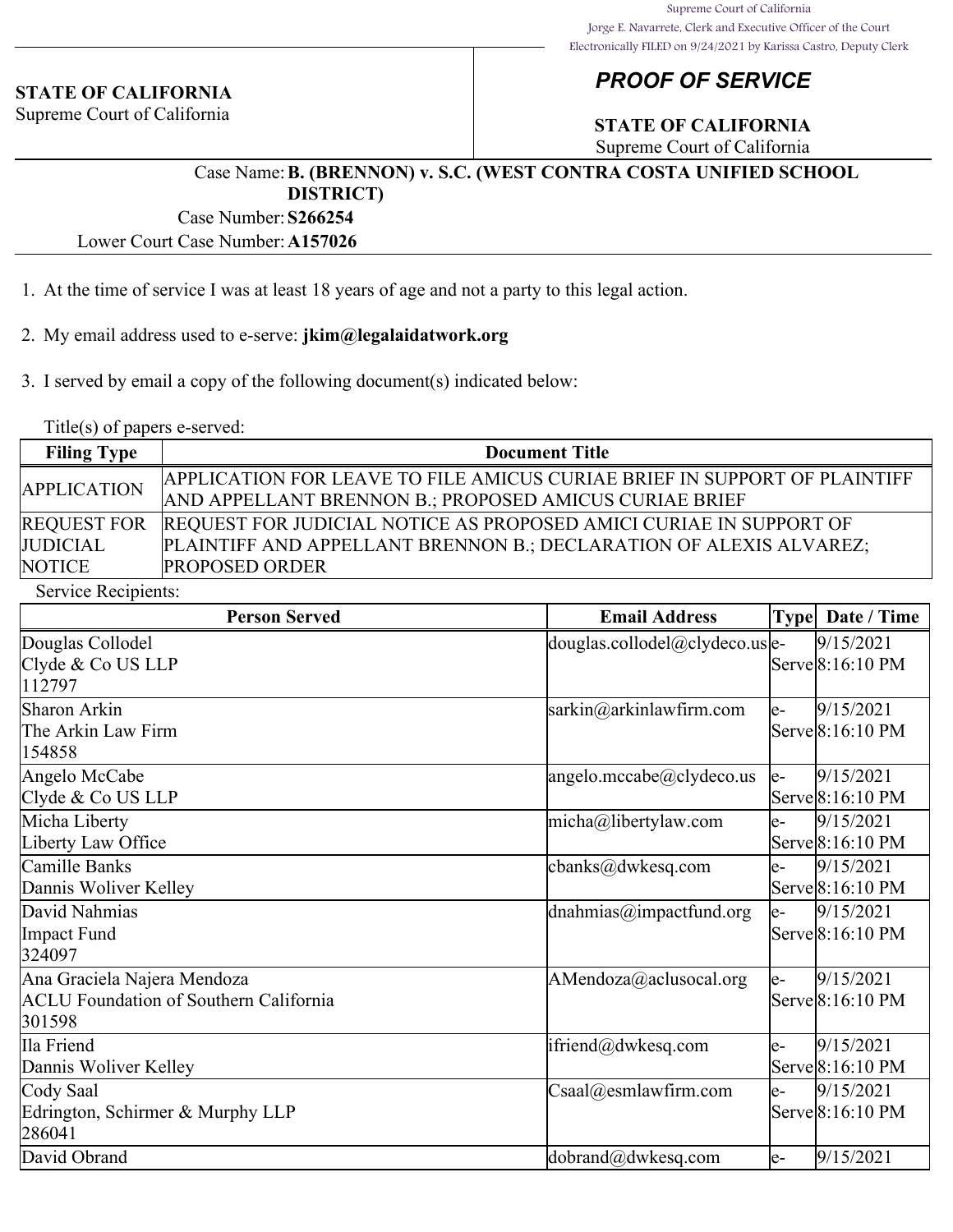Supreme Court of California
Jorge E. Navarrete, Clerk and Executive Officer of the Court
Electronically FILED on 9/24/2021 by Karissa Castro, Deputy Clerk

**STATE OF CALIFORNIA**
Supreme Court of California

## *PROOF OF SERVICE*

**STATE OF CALIFORNIA**
Supreme Court of California

Case Name: **B. (BRENNON) v. S.C. (WEST CONTRA COSTA UNIFIED SCHOOL DISTRICT)**
Case Number: **S266254**
Lower Court Case Number: **A157026**

1. At the time of service I was at least 18 years of age and not a party to this legal action.

2. My email address used to e-serve: **jkim@legalaidatwork.org**

3. I served by email a copy of the following document(s) indicated below:

Title(s) of papers e-served:

| Filing Type | Document Title |
|---|---|
| APPLICATION | APPLICATION FOR LEAVE TO FILE AMICUS CURIAE BRIEF IN SUPPORT OF PLAINTIFF AND APPELLANT BRENNON B.; PROPOSED AMICUS CURIAE BRIEF |
| REQUEST FOR JUDICIAL NOTICE | REQUEST FOR JUDICIAL NOTICE AS PROPOSED AMICI CURIAE IN SUPPORT OF PLAINTIFF AND APPELLANT BRENNON B.; DECLARATION OF ALEXIS ALVAREZ; PROPOSED ORDER |

Service Recipients:

| Person Served | Email Address | Type | Date / Time |
|---|---|---|---|
| Douglas Collodel<br>Clyde & Co US LLP<br>112797 | douglas.collodel@clydeco.us | e-Serve | 9/15/2021 8:16:10 PM |
| Sharon Arkin<br>The Arkin Law Firm<br>154858 | sarkin@arkinlawfirm.com | e-Serve | 9/15/2021 8:16:10 PM |
| Angelo McCabe<br>Clyde & Co US LLP | angelo.mccabe@clydeco.us | e-Serve | 9/15/2021 8:16:10 PM |
| Micha Liberty<br>Liberty Law Office | micha@libertylaw.com | e-Serve | 9/15/2021 8:16:10 PM |
| Camille Banks<br>Dannis Woliver Kelley | cbanks@dwkesq.com | e-Serve | 9/15/2021 8:16:10 PM |
| David Nahmias<br>Impact Fund<br>324097 | dnahmias@impactfund.org | e-Serve | 9/15/2021 8:16:10 PM |
| Ana Graciela Najera Mendoza<br>ACLU Foundation of Southern California<br>301598 | AMendoza@aclusocal.org | e-Serve | 9/15/2021 8:16:10 PM |
| Ila Friend<br>Dannis Woliver Kelley | ifriend@dwkesq.com | e-Serve | 9/15/2021 8:16:10 PM |
| Cody Saal<br>Edrington, Schirmer & Murphy LLP<br>286041 | Csaal@esmlawfirm.com | e-Serve | 9/15/2021 8:16:10 PM |
| David Obrand | dobrand@dwkesq.com | e- | 9/15/2021 |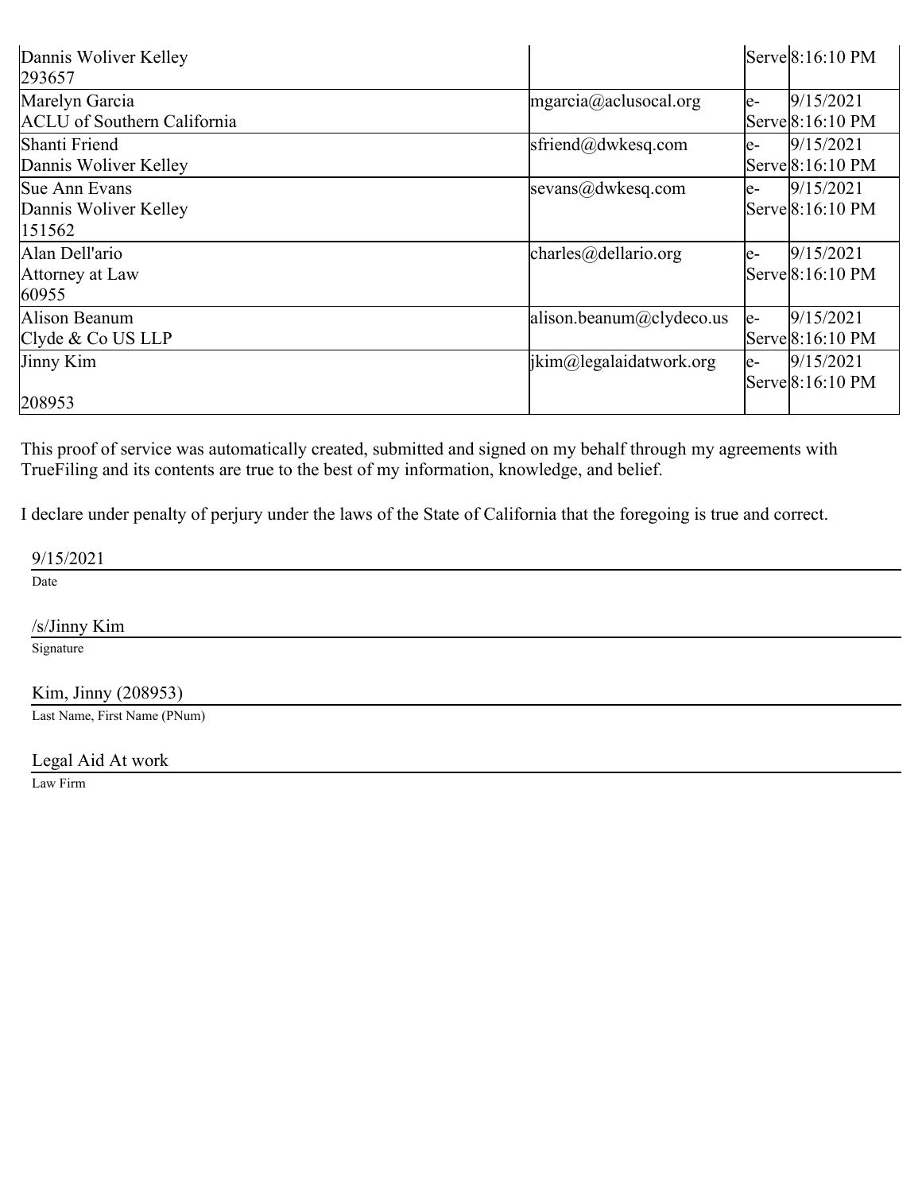| | | | |
|---|---|---|---|
| Dannis Woliver Kelley<br>293657 | | Serve | 8:16:10 PM |
| Marelyn Garcia<br>ACLU of Southern California | mgarcia@aclusocal.org | e-Serve | 9/15/2021<br>8:16:10 PM |
| Shanti Friend<br>Dannis Woliver Kelley | sfriend@dwkesq.com | e-Serve | 9/15/2021<br>8:16:10 PM |
| Sue Ann Evans<br>Dannis Woliver Kelley<br>151562 | sevans@dwkesq.com | e-Serve | 9/15/2021<br>8:16:10 PM |
| Alan Dell'ario<br>Attorney at Law<br>60955 | charles@dellario.org | e-Serve | 9/15/2021<br>8:16:10 PM |
| Alison Beanum<br>Clyde & Co US LLP | alison.beanum@clydeco.us | e-Serve | 9/15/2021<br>8:16:10 PM |
| Jinny Kim<br><br>208953 | jkim@legalaidatwork.org | e-Serve | 9/15/2021<br>8:16:10 PM |

This proof of service was automatically created, submitted and signed on my behalf through my agreements with TrueFiling and its contents are true to the best of my information, knowledge, and belief.

I declare under penalty of perjury under the laws of the State of California that the foregoing is true and correct.

9/15/2021

Date

/s/Jinny Kim

Signature

Kim, Jinny (208953)

Last Name, First Name (PNum)

Legal Aid At work

Law Firm